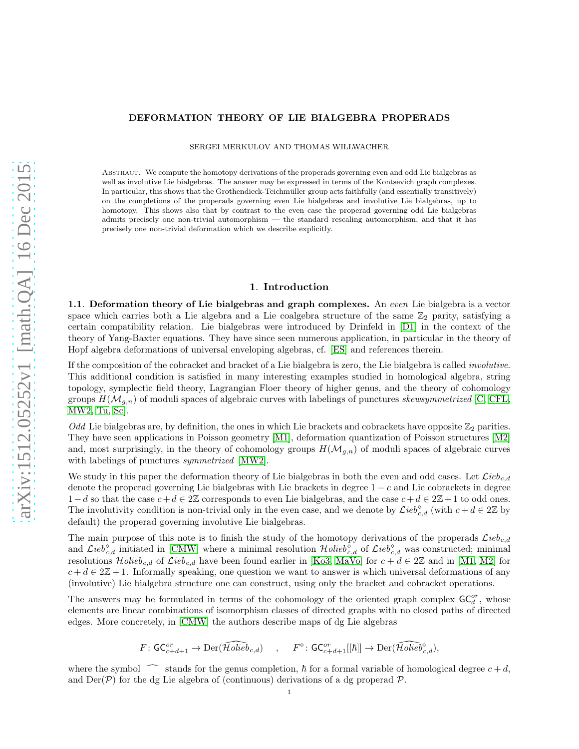# DEFORMATION THEORY OF LIE BIALGEBRA PROPERADS

SERGEI MERKULOV AND THOMAS WILLWACHER

Abstract. We compute the homotopy derivations of the properads governing even and odd Lie bialgebras as well as involutive Lie bialgebras. The answer may be expressed in terms of the Kontsevich graph complexes. In particular, this shows that the Grothendieck-Teichmüller group acts faithfully (and essentially transitively) on the completions of the properads governing even Lie bialgebras and involutive Lie bialgebras, up to homotopy. This shows also that by contrast to the even case the properad governing odd Lie bialgebras admits precisely one non-trivial automorphism — the standard rescaling automorphism, and that it has precisely one non-trivial deformation which we describe explicitly.

## 1. Introduction

**1.1. Deformation theory of Lie bialgebras and graph complexes.** An *even* Lie bialgebra is a vector space which carries both a Lie algebra and a Lie coalgebra structure of the same $\mathbb{Z}_2$ parity, satisfying a certain compatibility relation. Lie bialgebras were introduced by Drinfeld in [D1] in the context of the theory of Yang-Baxter equations. They have since seen numerous application, in particular in the theory of Hopf algebra deformations of universal enveloping algebras, cf. [ES] and references therein.

If the composition of the cobracket and bracket of a Lie bialgebra is zero, the Lie bialgebra is called *involutive*. This additional condition is satisfied in many interesting examples studied in homological algebra, string topology, symplectic field theory, Lagrangian Floer theory of higher genus, and the theory of cohomology groups $H(\mathcal{M}_{g,n})$ of moduli spaces of algebraic curves with labelings of punctures *skewsymmetrized* [C, CFL, MW2, Tu, Sc].

*Odd* Lie bialgebras are, by definition, the ones in which Lie brackets and cobrackets have opposite $\mathbb{Z}_2$ parities. They have seen applications in Poisson geometry [M1], deformation quantization of Poisson structures [M2] and, most surprisingly, in the theory of cohomology groups $H(\mathcal{M}_{g,n})$ of moduli spaces of algebraic curves with labelings of punctures *symmetrized* [MW2].

We study in this paper the deformation theory of Lie bialgebras in both the even and odd cases. Let $\mathcal{L}ieb_{c,d}$ denote the properad governing Lie bialgebras with Lie brackets in degree $1-c$ and Lie cobrackets in degree $1-d$ so that the case $c+d \in 2\mathbb{Z}$ corresponds to even Lie bialgebras, and the case $c+d \in 2\mathbb{Z}+1$ to odd ones. The involutivity condition is non-trivial only in the even case, and we denote by $\mathcal{L}ieb^{\diamond}_{c,d}$ (with $c+d \in 2\mathbb{Z}$ by default) the properad governing involutive Lie bialgebras.

The main purpose of this note is to finish the study of the homotopy derivations of the properads $\mathcal{L}ieb_{c,d}$ and $\mathcal{L}ieb^{\diamond}_{c,d}$ initiated in [CMW] where a minimal resolution $\mathcal{H}olieb^{\diamond}_{c,d}$ of $\mathcal{L}ieb^{\diamond}_{c,d}$ was constructed; minimal resolutions $\mathcal{H}olieb_{c,d}$ of $\mathcal{L}ieb_{c,d}$ have been found earlier in [Ko3, MaVo] for $c+d \in 2\mathbb{Z}$ and in [M1, M2] for $c+d \in 2\mathbb{Z}+1$. Informally speaking, one question we want to answer is which universal deformations of any (involutive) Lie bialgebra structure one can construct, using only the bracket and cobracket operations.

The answers may be formulated in terms of the cohomology of the oriented graph complex $\mathsf{GC}^{or}_d$, whose elements are linear combinations of isomorphism classes of directed graphs with no closed paths of directed edges. More concretely, in [CMW] the authors describe maps of dg Lie algebras

$$F\colon \mathsf{GC}^{or}_{c+d+1} \to \mathrm{Der}(\widehat{\mathcal{H}olieb}_{c,d}) \quad , \quad F^{\diamond}\colon \mathsf{GC}^{or}_{c+d+1}[[\hbar]] \to \mathrm{Der}(\widehat{\mathcal{H}olieb}^{\diamond}_{c,d}),$$

where the symbol $\widehat{\quad}$ stands for the genus completion, $\hbar$ for a formal variable of homological degree $c+d$, and $\mathrm{Der}(\mathcal{P})$ for the dg Lie algebra of (continuous) derivations of a dg properad $\mathcal{P}$.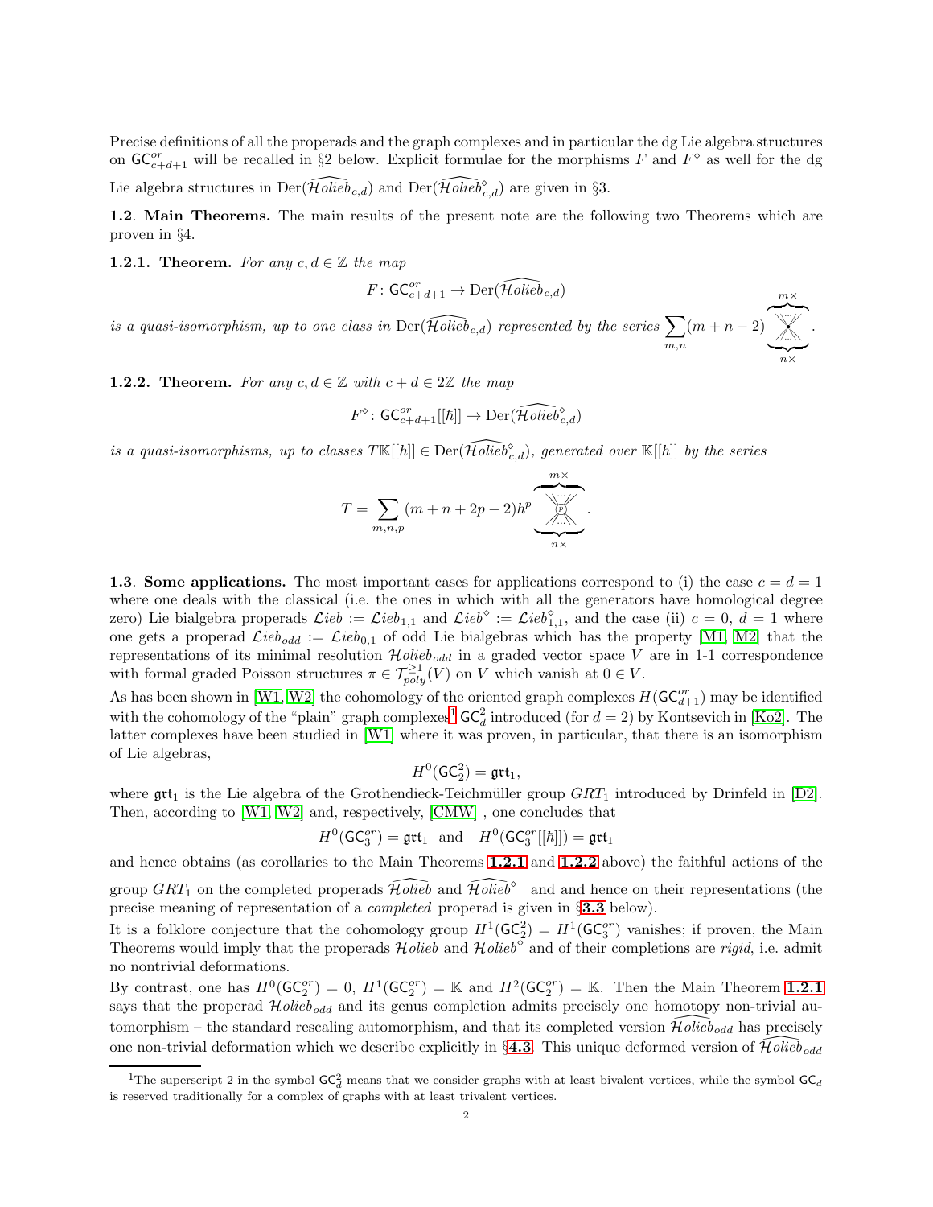Precise definitions of all the properads and the graph complexes and in particular the dg Lie algebra structures on $\mathsf{GC}^{or}_{c+d+1}$ will be recalled in §2 below. Explicit formulae for the morphisms $F$ and $F^\diamond$ as well for the dg Lie algebra structures in $\mathrm{Der}(\widehat{\mathcal{H}olieb}_{c,d})$ and $\mathrm{Der}(\widehat{\mathcal{H}olieb}^\diamond_{c,d})$ are given in §3.

**1.2**. **Main Theorems.** The main results of the present note are the following two Theorems which are proven in §4.

**1.2.1. Theorem.** *For any $c, d \in \mathbb{Z}$ the map*

$$F\colon \mathsf{GC}^{or}_{c+d+1} \to \mathrm{Der}(\widehat{\mathcal{H}olieb}_{c,d})$$

*is a quasi-isomorphism, up to one class in $\mathrm{Der}(\widehat{\mathcal{H}olieb}_{c,d})$ represented by the series* $\sum_{m,n}(m+n-2)$ (corolla with $m\times$ outgoing and $n\times$ incoming legs).

**1.2.2. Theorem.** *For any $c, d \in \mathbb{Z}$ with $c+d \in 2\mathbb{Z}$ the map*

$$F^\diamond\colon \mathsf{GC}^{or}_{c+d+1}[[\hbar]] \to \mathrm{Der}(\widehat{\mathcal{H}olieb}^\diamond_{c,d})$$

*is a quasi-isomorphisms, up to classes $T\mathbb{K}[[\hbar]] \in \mathrm{Der}(\widehat{\mathcal{H}olieb}^\diamond_{c,d})$, generated over $\mathbb{K}[[\hbar]]$ by the series*

$$T = \sum_{m,n,p}(m+n+2p-2)\hbar^p \quad \text{(corolla with vertex labelled } p\text{, } m\times \text{ outgoing and } n\times \text{ incoming legs)}.$$

**1.3**. **Some applications.** The most important cases for applications correspond to (i) the case $c = d = 1$ where one deals with the classical (i.e. the ones in which with all the generators have homological degree zero) Lie bialgebra properads $\mathcal{L}ieb := \mathcal{L}ieb_{1,1}$ and $\mathcal{L}ieb^\diamond := \mathcal{L}ieb^\diamond_{1,1}$, and the case (ii) $c = 0$, $d = 1$ where one gets a properad $\mathcal{L}ieb_{odd} := \mathcal{L}ieb_{0,1}$ of odd Lie bialgebras which has the property [M1, M2] that the representations of its minimal resolution $\mathcal{H}olieb_{odd}$ in a graded vector space $V$ are in 1-1 correspondence with formal graded Poisson structures $\pi \in \mathcal{T}^{\geq 1}_{poly}(V)$ on $V$ which vanish at $0 \in V$.

As has been shown in [W1, W2] the cohomology of the oriented graph complexes $H(\mathsf{GC}^{or}_{d+1})$ may be identified with the cohomology of the "plain" graph complexes[1] $\mathsf{GC}^2_d$ introduced (for $d = 2$) by Kontsevich in [Ko2]. The latter complexes have been studied in [W1] where it was proven, in particular, that there is an isomorphism of Lie algebras,

$$H^0(\mathsf{GC}^2_2) = \mathfrak{grt}_1,$$

where $\mathfrak{grt}_1$ is the Lie algebra of the Grothendieck-Teichmüller group $GRT_1$ introduced by Drinfeld in [D2]. Then, according to [W1, W2] and, respectively, [CMW] , one concludes that

$$H^0(\mathsf{GC}^{or}_3) = \mathfrak{grt}_1 \quad \text{and} \quad H^0(\mathsf{GC}^{or}_3[[\hbar]]) = \mathfrak{grt}_1$$

and hence obtains (as corollaries to the Main Theorems **1.2.1** and **1.2.2** above) the faithful actions of the group $GRT_1$ on the completed properads $\widehat{\mathcal{H}olieb}$ and $\widehat{\mathcal{H}olieb}^\diamond$ and and hence on their representations (the precise meaning of representation of a *completed* properad is given in §**3.3** below).

It is a folklore conjecture that the cohomology group $H^1(\mathsf{GC}^2_2) = H^1(\mathsf{GC}^{or}_3)$ vanishes; if proven, the Main Theorems would imply that the properads $\mathcal{H}olieb$ and $\mathcal{H}olieb^\diamond$ and of their completions are *rigid*, i.e. admit no nontrivial deformations.

By contrast, one has $H^0(\mathsf{GC}^2_2) = 0$, $H^1(\mathsf{GC}^{or}_2) = \mathbb{K}$ and $H^2(\mathsf{GC}^{or}_2) = \mathbb{K}$. Then the Main Theorem **1.2.1** says that the properad $\mathcal{H}olieb_{odd}$ and its genus completion admits precisely one homotopy non-trivial automorphism – the standard rescaling automorphism, and that its completed version $\widehat{\mathcal{H}olieb}_{odd}$ has precisely one non-trivial deformation which we describe explicitly in §**4.3**. This unique deformed version of $\widehat{\mathcal{H}olieb}_{odd}$

[1] The superscript 2 in the symbol $\mathsf{GC}^2_d$ means that we consider graphs with at least bivalent vertices, while the symbol $\mathsf{GC}_d$ is reserved traditionally for a complex of graphs with at least trivalent vertices.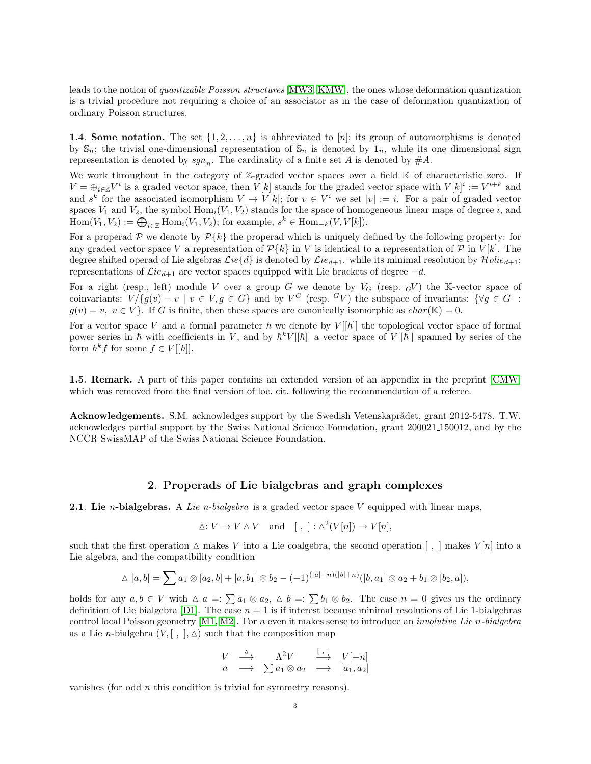leads to the notion of *quantizable Poisson structures* [MW3, KMW], the ones whose deformation quantization is a trivial procedure not requiring a choice of an associator as in the case of deformation quantization of ordinary Poisson structures.

**1.4. Some notation.** The set $\{1, 2, \dots, n\}$ is abbreviated to $[n]$; its group of automorphisms is denoted by $\mathbb{S}_n$; the trivial one-dimensional representation of $\mathbb{S}_n$ is denoted by $\mathbf{1}_n$, while its one dimensional sign representation is denoted by $sgn_n$. The cardinality of a finite set $A$ is denoted by $\#A$.

We work throughout in the category of $\mathbb{Z}$-graded vector spaces over a field $\mathbb{K}$ of characteristic zero. If $V = \oplus_{i\in\mathbb{Z}} V^i$ is a graded vector space, then $V[k]$ stands for the graded vector space with $V[k]^i := V^{i+k}$ and and $s^k$ for the associated isomorphism $V \to V[k]$; for $v \in V^i$ we set $|v| := i$. For a pair of graded vector spaces $V_1$ and $V_2$, the symbol $\mathrm{Hom}_i(V_1, V_2)$ stands for the space of homogeneous linear maps of degree $i$, and $\mathrm{Hom}(V_1, V_2) := \bigoplus_{i\in\mathbb{Z}} \mathrm{Hom}_i(V_1, V_2)$; for example, $s^k \in \mathrm{Hom}_{-k}(V, V[k])$.

For a properad $\mathcal{P}$ we denote by $\mathcal{P}\{k\}$ the properad which is uniquely defined by the following property: for any graded vector space $V$ a representation of $\mathcal{P}\{k\}$ in $V$ is identical to a representation of $\mathcal{P}$ in $V[k]$. The degree shifted operad of Lie algebras $\mathcal{L}ie\{d\}$ is denoted by $\mathcal{L}ie_{d+1}$. while its minimal resolution by $\mathcal{H}olie_{d+1}$; representations of $\mathcal{L}ie_{d+1}$ are vector spaces equipped with Lie brackets of degree $-d$.

For a right (resp., left) module $V$ over a group $G$ we denote by $V_G$ (resp. ${}_GV$) the $\mathbb{K}$-vector space of coinvariants: $V/\{g(v) - v \mid v \in V, g \in G\}$ and by $V^G$ (resp. ${}^GV$) the subspace of invariants: $\{\forall g \in G : g(v) = v,\ v \in V\}$. If $G$ is finite, then these spaces are canonically isomorphic as $char(\mathbb{K}) = 0$.

For a vector space $V$ and a formal parameter $\hbar$ we denote by $V[[\hbar]]$ the topological vector space of formal power series in $\hbar$ with coefficients in $V$, and by $\hbar^k V[[\hbar]]$ a vector space of $V[[\hbar]]$ spanned by series of the form $\hbar^k f$ for some $f \in V[[\hbar]]$.

**1.5. Remark.** A part of this paper contains an extended version of an appendix in the preprint [CMW] which was removed from the final version of loc. cit. following the recommendation of a referee.

**Acknowledgements.** S.M. acknowledges support by the Swedish Vetenskaprådet, grant 2012-5478. T.W. acknowledges partial support by the Swiss National Science Foundation, grant 200021_150012, and by the NCCR SwissMAP of the Swiss National Science Foundation.

## 2. Properads of Lie bialgebras and graph complexes

**2.1. Lie $n$-bialgebras.** A *Lie $n$-bialgebra* is a graded vector space $V$ equipped with linear maps,

$$\vartriangle: V \to V \wedge V \quad \text{and} \quad [\ ,\ ] : \wedge^2(V[n]) \to V[n],$$

such that the first operation $\vartriangle$ makes $V$ into a Lie coalgebra, the second operation $[\ ,\ ]$ makes $V[n]$ into a Lie algebra, and the compatibility condition

$$\vartriangle [a, b] = \sum a_1 \otimes [a_2, b] + [a, b_1] \otimes b_2 - (-1)^{(|a|+n)(|b|+n)}([b, a_1] \otimes a_2 + b_1 \otimes [b_2, a]),$$

holds for any $a, b \in V$ with $\vartriangle a =: \sum a_1 \otimes a_2$, $\vartriangle b =: \sum b_1 \otimes b_2$. The case $n = 0$ gives us the ordinary definition of Lie bialgebra [D1]. The case $n = 1$ is if interest because minimal resolutions of Lie 1-bialgebras control local Poisson geometry [M1, M2]. For $n$ even it makes sense to introduce an *involutive Lie $n$-bialgebra* as a Lie $n$-bialgebra $(V, [\ ,\ ], \vartriangle)$ such that the composition map

$$\begin{array}{ccccc} V & \xrightarrow{\vartriangle} & \Lambda^2 V & \xrightarrow{[\ ,\ ]} & V[-n] \\ a & \longrightarrow & \sum a_1 \otimes a_2 & \longrightarrow & [a_1, a_2] \end{array}$$

vanishes (for odd $n$ this condition is trivial for symmetry reasons).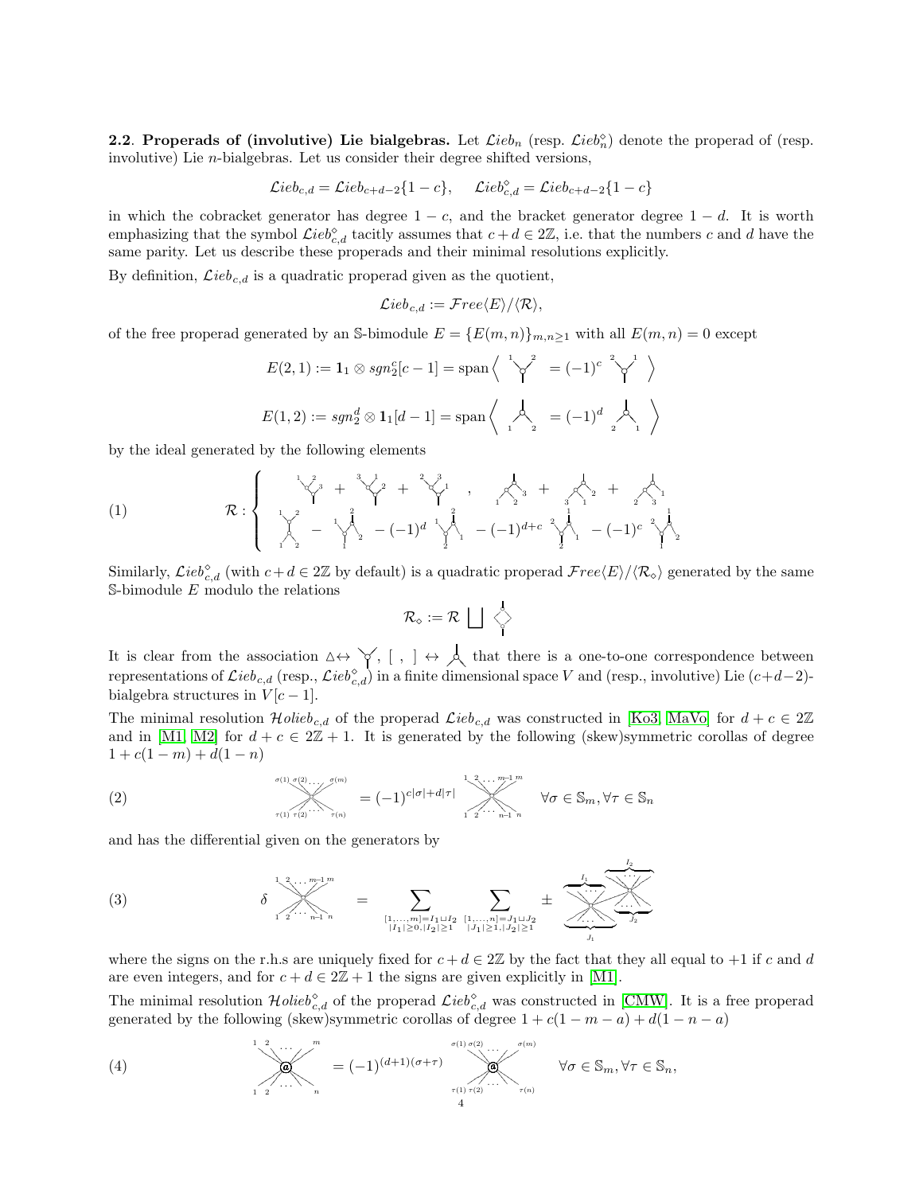**2.2. Properads of (involutive) Lie bialgebras.** Let $\mathcal{L}ieb_n$ (resp. $\mathcal{L}ieb_n^\diamond$) denote the properad of (resp. involutive) Lie $n$-bialgebras. Let us consider their degree shifted versions,

$$\mathcal{L}ieb_{c,d} = \mathcal{L}ieb_{c+d-2}\{1-c\}, \qquad \mathcal{L}ieb^\diamond_{c,d} = \mathcal{L}ieb_{c+d-2}\{1-c\}$$

in which the cobracket generator has degree $1-c$, and the bracket generator degree $1-d$. It is worth emphasizing that the symbol $\mathcal{L}ieb^\diamond_{c,d}$ tacitly assumes that $c+d \in 2\mathbb{Z}$, i.e. that the numbers $c$ and $d$ have the same parity. Let us describe these properads and their minimal resolutions explicitly.

By definition, $\mathcal{L}ieb_{c,d}$ is a quadratic properad given as the quotient,

$$\mathcal{L}ieb_{c,d} := \mathcal{F}ree\langle E\rangle / \langle \mathcal{R}\rangle,$$

of the free properad generated by an $\mathbb{S}$-bimodule $E = \{E(m,n)\}_{m,n\geq 1}$ with all $E(m,n) = 0$ except

$$E(2,1) := \mathbf{1}_1 \otimes sgn_2^c[c-1] = \mathrm{span}\left\langle \ {}^{1}\!\curlyvee^{2} = (-1)^c\ {}^{2}\!\curlyvee^{1} \ \right\rangle$$

$$E(1,2) := sgn_2^d \otimes \mathbf{1}_1[d-1] = \mathrm{span}\left\langle \ \curlywedge_{1\ 2} = (-1)^d \curlywedge_{2\ 1} \ \right\rangle$$

by the ideal generated by the following elements

$$(1) \qquad \mathcal{R} : \left\{ \begin{array}{l} \text{(Jacobi relation for the cobracket: sum of three cyclic terms in } 1,2,3\text{)} \ , \quad \text{(Jacobi relation for the bracket: sum of three cyclic terms in } 1,2,3\text{)} \\ \text{(compatibility relation)} - \ldots - (-1)^d \ldots - (-1)^{d+c} \ldots - (-1)^c \ldots \end{array} \right.$$

Similarly, $\mathcal{L}ieb^\diamond_{c,d}$ (with $c+d \in 2\mathbb{Z}$ by default) is a quadratic properad $\mathcal{F}ree\langle E\rangle / \langle \mathcal{R}_\diamond\rangle$ generated by the same $\mathbb{S}$-bimodule $E$ modulo the relations

$$\mathcal{R}_\diamond := \mathcal{R} \bigsqcup \diamond$$

It is clear from the association $\vartriangle \leftrightarrow \curlyvee$, $[\ ,\ ] \leftrightarrow \curlywedge$ that there is a one-to-one correspondence between representations of $\mathcal{L}ieb_{c,d}$ (resp., $\mathcal{L}ieb^\diamond_{c,d}$) in a finite dimensional space $V$ and (resp., involutive) Lie $(c+d-2)$-bialgebra structures in $V[c-1]$.

The minimal resolution $\mathcal{H}olieb_{c,d}$ of the properad $\mathcal{L}ieb_{c,d}$ was constructed in [Ko3, MaVo] for $d+c \in 2\mathbb{Z}$ and in [M1, M2] for $d+c \in 2\mathbb{Z}+1$. It is generated by the following (skew)symmetric corollas of degree $1+c(1-m)+d(1-n)$

$$(2) \qquad \text{corolla with outputs } \sigma(1),\ldots,\sigma(m) \text{ and inputs } \tau(1),\ldots,\tau(n) = (-1)^{c|\sigma|+d|\tau|} \ \text{corolla with outputs } 1,\ldots,m \text{ and inputs } 1,\ldots,n \qquad \forall \sigma \in \mathbb{S}_m, \forall \tau \in \mathbb{S}_n$$

and has the differential given on the generators by

$$(3) \qquad \delta \ \text{(corolla with outputs } 1,\ldots,m \text{, inputs } 1,\ldots,n) = \sum_{\substack{[1,\ldots,m]=I_1\sqcup I_2\\ |I_1|\geq 0, |I_2|\geq 1}} \ \sum_{\substack{[1,\ldots,n]=J_1\sqcup J_2\\ |J_1|\geq 1, |J_2|\geq 1}} \pm \ \text{(two-vertex graph with outputs } I_1, I_2 \text{ and inputs } J_1, J_2)$$

where the signs on the r.h.s are uniquely fixed for $c+d \in 2\mathbb{Z}$ by the fact that they all equal to $+1$ if $c$ and $d$ are even integers, and for $c+d \in 2\mathbb{Z}+1$ the signs are given explicitly in [M1].

The minimal resolution $\mathcal{H}olieb^\diamond_{c,d}$ of the properad $\mathcal{L}ieb^\diamond_{c,d}$ was constructed in [CMW]. It is a free properad generated by the following (skew)symmetric corollas of degree $1+c(1-m-a)+d(1-n-a)$

$$(4) \qquad \text{corolla labelled } a \text{ with outputs } 1,\ldots,m \text{, inputs } 1,\ldots,n = (-1)^{(d+1)(\sigma+\tau)} \ \text{corolla labelled } a \text{ with outputs } \sigma(1),\ldots,\sigma(m) \text{, inputs } \tau(1),\ldots,\tau(n) \qquad \forall \sigma \in \mathbb{S}_m, \forall \tau \in \mathbb{S}_n,$$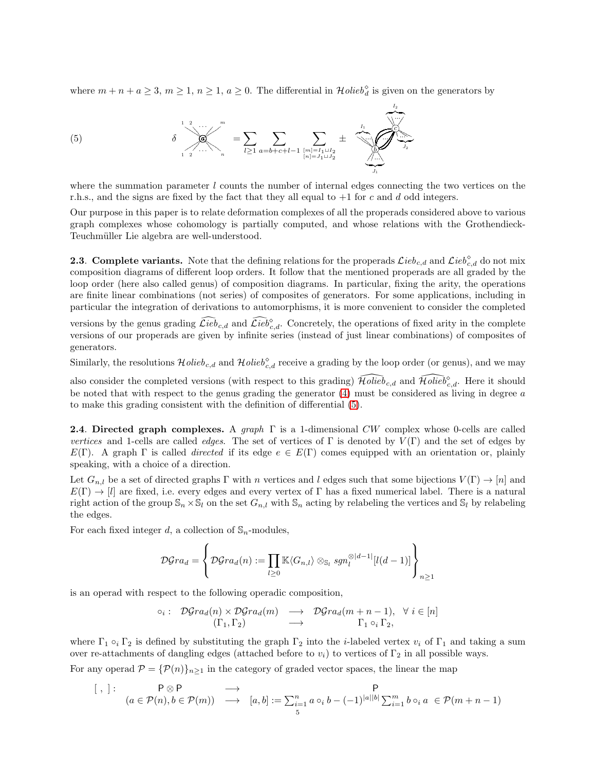where $m+n+a\geq 3$, $m\geq 1$, $n\geq 1$, $a\geq 0$. The differential in $\mathcal{H}olieb_d^\diamond$ is given on the generators by

$$
\delta \quad \text{(corolla with vertex } a\text{, outputs } 1,2,\dots,m\text{, inputs } 1,2,\dots,n) \quad = \sum_{l\geq 1}\ \sum_{a=b+c+l-1}\ \sum_{\substack{[m]=I_1\sqcup I_2\\ [n]=J_1\sqcup J_2}} \pm \quad \text{(two vertices } b \text{ and } c \text{ joined by } l \text{ internal edges, with legs } I_1, J_1 \text{ at } b \text{ and } I_2, J_2 \text{ at } c) \tag{5}
$$

where the summation parameter $l$ counts the number of internal edges connecting the two vertices on the r.h.s., and the signs are fixed by the fact that they all equal to $+1$ for $c$ and $d$ odd integers.

Our purpose in this paper is to relate deformation complexes of all the properads considered above to various graph complexes whose cohomology is partially computed, and whose relations with the Grothendieck-Teuchmüller Lie algebra are well-understood.

**2.3**. **Complete variants.** Note that the defining relations for the properads $\mathcal{L}ieb_{c,d}$ and $\mathcal{L}ieb^\diamond_{c,d}$ do not mix composition diagrams of different loop orders. It follow that the mentioned properads are all graded by the loop order (here also called genus) of composition diagrams. In particular, fixing the arity, the operations are finite linear combinations (not series) of composites of generators. For some applications, including in particular the integration of derivations to automorphisms, it is more convenient to consider the completed versions by the genus grading $\widehat{\mathcal{L}ieb}_{c,d}$ and $\widehat{\mathcal{L}ieb}^\diamond_{c,d}$. Concretely, the operations of fixed arity in the complete versions of our properads are given by infinite series (instead of just linear combinations) of composites of generators.

Similarly, the resolutions $\mathcal{H}olieb_{c,d}$ and $\mathcal{H}olieb^\diamond_{c,d}$ receive a grading by the loop order (or genus), and we may also consider the completed versions (with respect to this grading) $\widehat{\mathcal{H}olieb}_{c,d}$ and $\widehat{\mathcal{H}olieb}^\diamond_{c,d}$. Here it should be noted that with respect to the genus grading the generator (4) must be considered as living in degree $a$ to make this grading consistent with the definition of differential (5).

**2.4**. **Directed graph complexes.** A *graph* $\Gamma$ is a 1-dimensional $CW$ complex whose 0-cells are called *vertices* and 1-cells are called *edges*. The set of vertices of $\Gamma$ is denoted by $V(\Gamma)$ and the set of edges by $E(\Gamma)$. A graph $\Gamma$ is called *directed* if its edge $e\in E(\Gamma)$ comes equipped with an orientation or, plainly speaking, with a choice of a direction.

Let $G_{n,l}$ be a set of directed graphs $\Gamma$ with $n$ vertices and $l$ edges such that some bijections $V(\Gamma)\to[n]$ and $E(\Gamma)\to[l]$ are fixed, i.e. every edges and every vertex of $\Gamma$ has a fixed numerical label. There is a natural right action of the group $\mathbb{S}_n\times\mathbb{S}_l$ on the set $G_{n,l}$ with $\mathbb{S}_n$ acting by relabeling the vertices and $\mathbb{S}_l$ by relabeling the edges.

For each fixed integer $d$, a collection of $\mathbb{S}_n$-modules,

$$
\mathcal{DG}ra_d=\left\{\mathcal{DG}ra_d(n):=\prod_{l\geq 0}\mathbb{K}\langle G_{n,l}\rangle\otimes_{\mathbb{S}_l} sgn_l^{\otimes|d-1|}[l(d-1)]\right\}_{n\geq 1}
$$

is an operad with respect to the following operadic composition,

$$
\begin{array}{rccl}
\circ_i: & \mathcal{DG}ra_d(n)\times\mathcal{DG}ra_d(m) & \longrightarrow & \mathcal{DG}ra_d(m+n-1), \quad \forall\ i\in[n]\\
& (\Gamma_1,\Gamma_2) & \longrightarrow & \Gamma_1\circ_i\Gamma_2,
\end{array}
$$

where $\Gamma_1\circ_i\Gamma_2$ is defined by substituting the graph $\Gamma_2$ into the $i$-labeled vertex $v_i$ of $\Gamma_1$ and taking a sum over re-attachments of dangling edges (attached before to $v_i$) to vertices of $\Gamma_2$ in all possible ways.

For any operad $\mathcal{P}=\{\mathcal{P}(n)\}_{n\geq 1}$ in the category of graded vector spaces, the linear the map

$$
\begin{array}{rccl}
[\ ,\ ]: & \mathsf{P}\otimes\mathsf{P} & \longrightarrow & \mathsf{P}\\
& (a\in\mathcal{P}(n), b\in\mathcal{P}(m)) & \longrightarrow & [a,b]:=\sum_{i=1}^n a\circ_i b-(-1)^{|a||b|}\sum_{i=1}^m b\circ_i a\ \in\mathcal{P}(m+n-1)
\end{array}
$$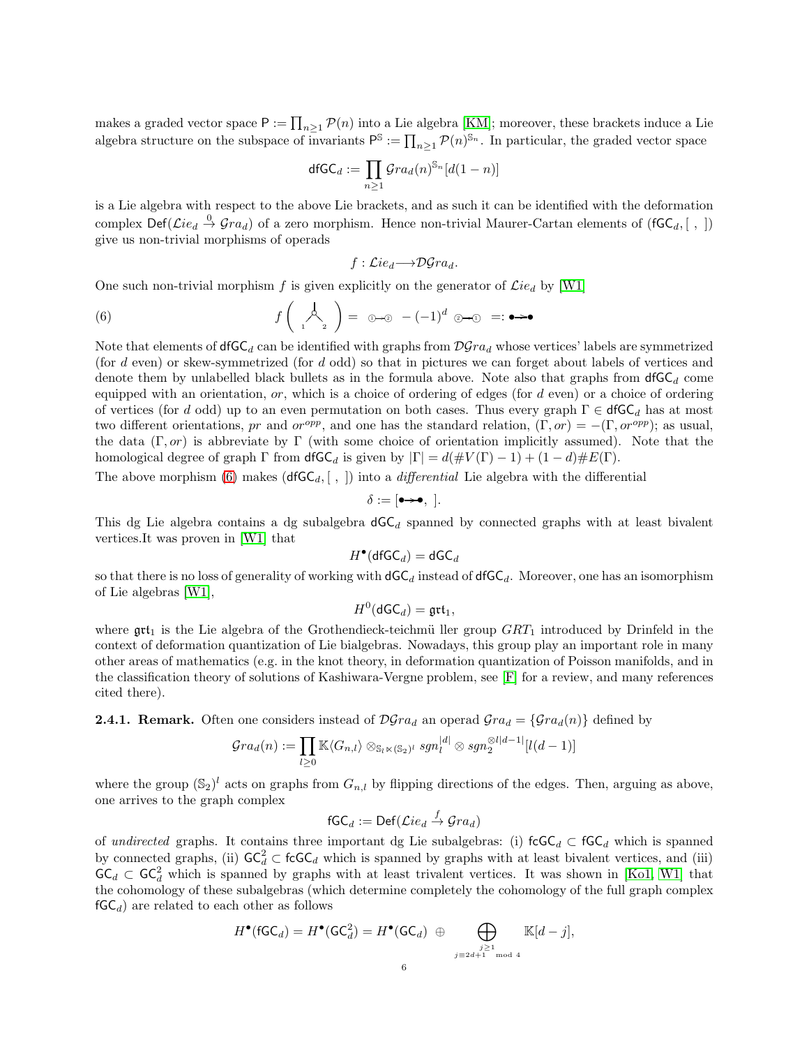makes a graded vector space $\mathsf{P} := \prod_{n\geq 1} \mathcal{P}(n)$ into a Lie algebra [KM]; moreover, these brackets induce a Lie algebra structure on the subspace of invariants $\mathsf{P}^{\mathbb{S}} := \prod_{n\geq 1} \mathcal{P}(n)^{\mathbb{S}_n}$. In particular, the graded vector space

$$\mathsf{dfGC}_d := \prod_{n\geq 1} \mathcal{G}ra_d(n)^{\mathbb{S}_n}[d(1-n)]$$

is a Lie algebra with respect to the above Lie brackets, and as such it can be identified with the deformation complex $\mathsf{Def}(\mathcal{L}ie_d \stackrel{0}{\to} \mathcal{G}ra_d)$ of a zero morphism. Hence non-trivial Maurer-Cartan elements of $(\mathsf{fGC}_d, [\ ,\ ])$ give us non-trivial morphisms of operads

$$f : \mathcal{L}ie_d \longrightarrow \mathcal{DG}ra_d.$$

One such non-trivial morphism $f$ is given explicitly on the generator of $\mathcal{L}ie_d$ by [W1]

$$f\left( \begin{array}{c} | \\ \circ \\ {}_1 \diagup \ \diagdown {}_2 \end{array} \right) = \ \textcircled{1}\!\!\to\!\!\textcircled{2} \ - (-1)^d \ \textcircled{2}\!\!\to\!\!\textcircled{1} \ =: \bullet\!\!\to\!\!\bullet \tag{6}$$

Note that elements of $\mathsf{dfGC}_d$ can be identified with graphs from $\mathcal{DG}ra_d$ whose vertices' labels are symmetrized (for $d$ even) or skew-symmetrized (for $d$ odd) so that in pictures we can forget about labels of vertices and denote them by unlabelled black bullets as in the formula above. Note also that graphs from $\mathsf{dfGC}_d$ come equipped with an orientation, $or$, which is a choice of ordering of edges (for $d$ even) or a choice of ordering of vertices (for $d$ odd) up to an even permutation on both cases. Thus every graph $\Gamma \in \mathsf{dfGC}_d$ has at most two different orientations, $pr$ and $or^{opp}$, and one has the standard relation, $(\Gamma, or) = -(\Gamma, or^{opp})$; as usual, the data $(\Gamma, or)$ is abbreviate by $\Gamma$ (with some choice of orientation implicitly assumed). Note that the homological degree of graph $\Gamma$ from $\mathsf{dfGC}_d$ is given by $|\Gamma| = d(\#V(\Gamma)-1) + (1-d)\#E(\Gamma)$.

The above morphism (6) makes $(\mathsf{dfGC}_d, [\ ,\ ])$ into a *differential* Lie algebra with the differential

$$\delta := [\bullet\!\!\to\!\!\bullet,\ ].$$

This dg Lie algebra contains a dg subalgebra $\mathsf{dGC}_d$ spanned by connected graphs with at least bivalent vertices.It was proven in [W1] that

$$H^\bullet(\mathsf{dfGC}_d) = \mathsf{dGC}_d$$

so that there is no loss of generality of working with $\mathsf{dGC}_d$ instead of $\mathsf{dfGC}_d$. Moreover, one has an isomorphism of Lie algebras [W1],

$$H^0(\mathsf{dGC}_d) = \mathfrak{grt}_1,$$

where $\mathfrak{grt}_1$ is the Lie algebra of the Grothendieck-teichmü ller group $GRT_1$ introduced by Drinfeld in the context of deformation quantization of Lie bialgebras. Nowadays, this group play an important role in many other areas of mathematics (e.g. in the knot theory, in deformation quantization of Poisson manifolds, and in the classification theory of solutions of Kashiwara-Vergne problem, see [F] for a review, and many references cited there).

**2.4.1. Remark.** Often one considers instead of $\mathcal{DG}ra_d$ an operad $\mathcal{G}ra_d = \{\mathcal{G}ra_d(n)\}$ defined by

$$\mathcal{G}ra_d(n) := \prod_{l\geq 0} \mathbb{K}\langle G_{n,l}\rangle \otimes_{\mathbb{S}_l \ltimes (\mathbb{S}_2)^l} sgn_l^{|d|} \otimes sgn_2^{\otimes l|d-1|}[l(d-1)]$$

where the group $(\mathbb{S}_2)^l$ acts on graphs from $G_{n,l}$ by flipping directions of the edges. Then, arguing as above, one arrives to the graph complex

$$\mathsf{fGC}_d := \mathsf{Def}(\mathcal{L}ie_d \stackrel{f}{\to} \mathcal{G}ra_d)$$

of *undirected* graphs. It contains three important dg Lie subalgebras: (i) $\mathsf{fcGC}_d \subset \mathsf{fGC}_d$ which is spanned by connected graphs, (ii) $\mathsf{GC}_d^2 \subset \mathsf{fcGC}_d$ which is spanned by graphs with at least bivalent vertices, and (iii) $\mathsf{GC}_d \subset \mathsf{GC}_d^2$ which is spanned by graphs with at least trivalent vertices. It was shown in [Ko1, W1] that the cohomology of these subalgebras (which determine completely the cohomology of the full graph complex $\mathsf{fGC}_d$) are related to each other as follows

$$H^\bullet(\mathsf{fGC}_d) = H^\bullet(\mathsf{GC}_d^2) = H^\bullet(\mathsf{GC}_d) \ \oplus \bigoplus_{\substack{j\geq 1 \\ j\equiv 2d+1 \mod 4}} \mathbb{K}[d-j],$$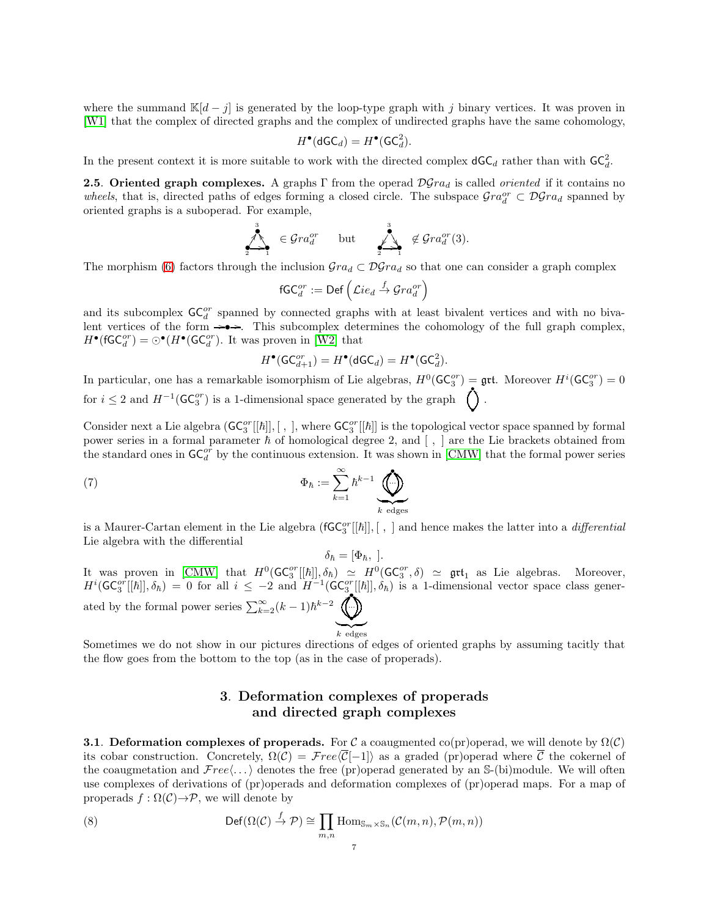where the summand $\mathbb{K}[d-j]$ is generated by the loop-type graph with $j$ binary vertices. It was proven in [W1] that the complex of directed graphs and the complex of undirected graphs have the same cohomology,

$$H^\bullet(\mathsf{dGC}_d) = H^\bullet(\mathsf{GC}^2_d).$$

In the present context it is more suitable to work with the directed complex $\mathsf{dGC}_d$ rather than with $\mathsf{GC}^2_d$.

**2.5**. **Oriented graph complexes.** A graphs $\Gamma$ from the operad $\mathcal{DG}ra_d$ is called *oriented* if it contains no *wheels*, that is, directed paths of edges forming a closed circle. The subspace $\mathcal{G}ra_d^{or} \subset \mathcal{DG}ra_d$ spanned by oriented graphs is a suboperad. For example,

$$\text{(graph)} \in \mathcal{G}ra_d^{or} \quad \text{but} \quad \text{(graph)} \notin \mathcal{G}ra_d^{or}(3).$$

The morphism (6) factors through the inclusion $\mathcal{G}ra_d \subset \mathcal{DG}ra_d$ so that one can consider a graph complex

$$\mathsf{fGC}_d^{or} := \mathsf{Def}\left(\mathcal{L}ie_d \xrightarrow{f} \mathcal{G}ra_d^{or}\right)$$

and its subcomplex $\mathsf{GC}_d^{or}$ spanned by connected graphs with at least bivalent vertices and with no bivalent vertices of the form $\to\bullet\to$. This subcomplex determines the cohomology of the full graph complex, $H^\bullet(\mathsf{fGC}_d^{or}) = \odot^\bullet(H^\bullet(\mathsf{GC}_d^{or}))$. It was proven in [W2] that

$$H^\bullet(\mathsf{GC}_{d+1}^{or}) = H^\bullet(\mathsf{dGC}_d) = H^\bullet(\mathsf{GC}^2_d).$$

In particular, one has a remarkable isomorphism of Lie algebras, $H^0(\mathsf{GC}_3^{or}) = \mathfrak{grt}$. Moreover $H^i(\mathsf{GC}_3^{or}) = 0$ for $i \le 2$ and $H^{-1}(\mathsf{GC}_3^{or})$ is a 1-dimensional space generated by the graph (graph).

Consider next a Lie algebra $(\mathsf{GC}_3^{or}[[\hbar]], [\ ,\ ]$, where $\mathsf{GC}_3^{or}[[\hbar]]$ is the topological vector space spanned by formal power series in a formal parameter $\hbar$ of homological degree 2, and $[\ ,\ ]$ are the Lie brackets obtained from the standard ones in $\mathsf{GC}_d^{or}$ by the continuous extension. It was shown in [CMW] that the formal power series

$$\Phi_\hbar := \sum_{k=1}^{\infty} \hbar^{k-1} \underbrace{\text{(graph)}}_{k \text{ edges}} \tag{7}$$

is a Maurer-Cartan element in the Lie algebra $(\mathsf{fGC}_3^{or}[[\hbar]], [\ ,\ ]$ and hence makes the latter into a *differential* Lie algebra with the differential

$$\delta_\hbar = [\Phi_\hbar,\ ].$$

It was proven in [CMW] that $H^0(\mathsf{GC}_3^{or}[[\hbar]], \delta_\hbar) \simeq H^0(\mathsf{GC}_3^{or}, \delta) \simeq \mathfrak{grt}_1$ as Lie algebras. Moreover, $H^i(\mathsf{GC}_3^{or}[[\hbar]], \delta_\hbar) = 0$ for all $i \le -2$ and $H^{-1}(\mathsf{GC}_3^{or}[[\hbar]], \delta_\hbar)$ is a 1-dimensional vector space class generated by the formal power series $\sum_{k=2}^{\infty}(k-1)\hbar^{k-2} \underbrace{\text{(graph)}}_{k \text{ edges}}$

Sometimes we do not show in our pictures directions of edges of oriented graphs by assuming tacitly that the flow goes from the bottom to the top (as in the case of properads).

## 3. Deformation complexes of properads and directed graph complexes

**3.1**. **Deformation complexes of properads.** For $\mathcal{C}$ a coaugmented co(pr)operad, we will denote by $\Omega(\mathcal{C})$ its cobar construction. Concretely, $\Omega(\mathcal{C}) = \mathcal{F}ree\langle\overline{\mathcal{C}}[-1]\rangle$ as a graded (pr)operad where $\overline{\mathcal{C}}$ the cokernel of the coaugmetation and $\mathcal{F}ree\langle\dots\rangle$ denotes the free (pr)operad generated by an $\mathbb{S}$-(bi)module. We will often use complexes of derivations of (pr)operads and deformation complexes of (pr)operad maps. For a map of properads $f : \Omega(\mathcal{C}) \to \mathcal{P}$, we will denote by

$$\mathsf{Def}(\Omega(\mathcal{C}) \xrightarrow{f} \mathcal{P}) \cong \prod_{m,n} \mathrm{Hom}_{\mathbb{S}_m \times \mathbb{S}_n}(\mathcal{C}(m,n), \mathcal{P}(m,n)) \tag{8}$$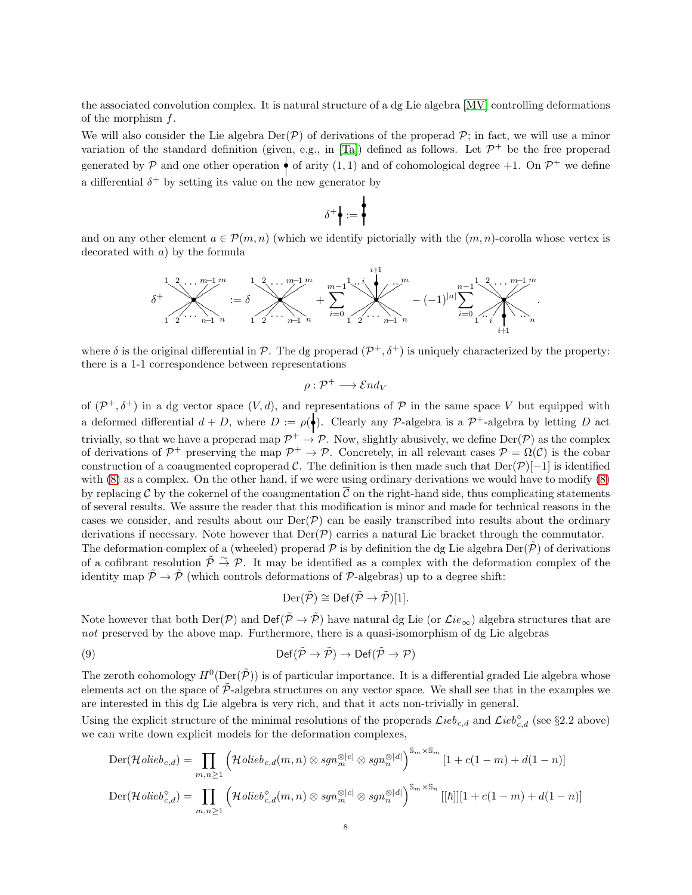the associated convolution complex. It is natural structure of a dg Lie algebra [MV] controlling deformations of the morphism $f$.

We will also consider the Lie algebra $\mathrm{Der}(\mathcal{P})$ of derivations of the properad $\mathcal{P}$; in fact, we will use a minor variation of the standard definition (given, e.g., in [Ta]) defined as follows. Let $\mathcal{P}^+$ be the free properad generated by $\mathcal{P}$ and one other operation $\bullet$ of arity $(1,1)$ and of cohomological degree $+1$. On $\mathcal{P}^+$ we define a differential $\delta^+$ by setting its value on the new generator by

$$\delta^+ \bullet := \begin{array}{c}\bullet\\ \bullet\end{array}$$

and on any other element $a \in \mathcal{P}(m,n)$ (which we identify pictorially with the $(m,n)$-corolla whose vertex is decorated with $a$) by the formula

$$\delta^+ \text{(corolla with outputs } 1,2,\dots,m-1,m \text{ and inputs } 1,2,\dots,n-1,n) := \delta\,\text{(corolla)} + \sum_{i=0}^{m-1} \text{(corolla with } \bullet \text{ on output } i+1) - (-1)^{|a|}\sum_{i=0}^{n-1} \text{(corolla with } \bullet \text{ on input } i+1).$$

where $\delta$ is the original differential in $\mathcal{P}$. The dg properad $(\mathcal{P}^+, \delta^+)$ is uniquely characterized by the property: there is a 1-1 correspondence between representations

$$\rho : \mathcal{P}^+ \longrightarrow \mathcal{E}nd_V$$

of $(\mathcal{P}^+, \delta^+)$ in a dg vector space $(V, d)$, and representations of $\mathcal{P}$ in the same space $V$ but equipped with a deformed differential $d + D$, where $D := \rho(\bullet)$. Clearly any $\mathcal{P}$-algebra is a $\mathcal{P}^+$-algebra by letting $D$ act trivially, so that we have a properad map $\mathcal{P}^+ \to \mathcal{P}$. Now, slightly abusively, we define $\mathrm{Der}(\mathcal{P})$ as the complex of derivations of $\mathcal{P}^+$ preserving the map $\mathcal{P}^+ \to \mathcal{P}$. Concretely, in all relevant cases $\mathcal{P} = \Omega(\mathcal{C})$ is the cobar construction of a coaugmented coproperad $\mathcal{C}$. The definition is then made such that $\mathrm{Der}(\mathcal{P})[-1]$ is identified with (8) as a complex. On the other hand, if we were using ordinary derivations we would have to modify (8) by replacing $\mathcal{C}$ by the cokernel of the coaugmentation $\overline{\mathcal{C}}$ on the right-hand side, thus complicating statements of several results. We assure the reader that this modification is minor and made for technical reasons in the cases we consider, and results about our $\mathrm{Der}(\mathcal{P})$ can be easily transcribed into results about the ordinary derivations if necessary. Note however that $\mathrm{Der}(\mathcal{P})$ carries a natural Lie bracket through the commutator.

The deformation complex of a (wheeled) properad $\mathcal{P}$ is by definition the dg Lie algebra $\mathrm{Der}(\tilde{\mathcal{P}})$ of derivations of a cofibrant resolution $\tilde{\mathcal{P}} \xrightarrow{\sim} \mathcal{P}$. It may be identified as a complex with the deformation complex of the identity map $\tilde{\mathcal{P}} \to \tilde{\mathcal{P}}$ (which controls deformations of $\mathcal{P}$-algebras) up to a degree shift:

$$\mathrm{Der}(\tilde{\mathcal{P}}) \cong \mathsf{Def}(\tilde{\mathcal{P}} \to \tilde{\mathcal{P}})[1].$$

Note however that both $\mathrm{Der}(\mathcal{P})$ and $\mathsf{Def}(\tilde{\mathcal{P}} \to \tilde{\mathcal{P}})$ have natural dg Lie (or $\mathcal{L}ie_\infty$) algebra structures that are *not* preserved by the above map. Furthermore, there is a quasi-isomorphism of dg Lie algebras

$$\mathsf{Def}(\tilde{\mathcal{P}} \to \tilde{\mathcal{P}}) \to \mathsf{Def}(\tilde{\mathcal{P}} \to \mathcal{P}) \tag{9}$$

The zeroth cohomology $H^0(\mathrm{Der}(\tilde{\mathcal{P}}))$ is of particular importance. It is a differential graded Lie algebra whose elements act on the space of $\tilde{\mathcal{P}}$-algebra structures on any vector space. We shall see that in the examples we are interested in this dg Lie algebra is very rich, and that it acts non-trivially in general.

Using the explicit structure of the minimal resolutions of the properads $\mathcal{L}ieb_{c,d}$ and $\mathcal{L}ieb^\diamond_{c,d}$ (see §2.2 above) we can write down explicit models for the deformation complexes,

$$\mathrm{Der}(\mathcal{H}olieb_{c,d}) = \prod_{m,n\geq 1} \left(\mathcal{H}olieb_{c,d}(m,n) \otimes sgn_m^{\otimes|c|} \otimes sgn_n^{\otimes|d|}\right)^{\mathbb{S}_m\times\mathbb{S}_m} [1 + c(1-m) + d(1-n)]$$

$$\mathrm{Der}(\mathcal{H}olieb^\diamond_{c,d}) = \prod_{m,n\geq 1} \left(\mathcal{H}olieb^\diamond_{c,d}(m,n) \otimes sgn_m^{\otimes|c|} \otimes sgn_n^{\otimes|d|}\right)^{\mathbb{S}_m\times\mathbb{S}_n} [[\hbar]][1 + c(1-m) + d(1-n)]$$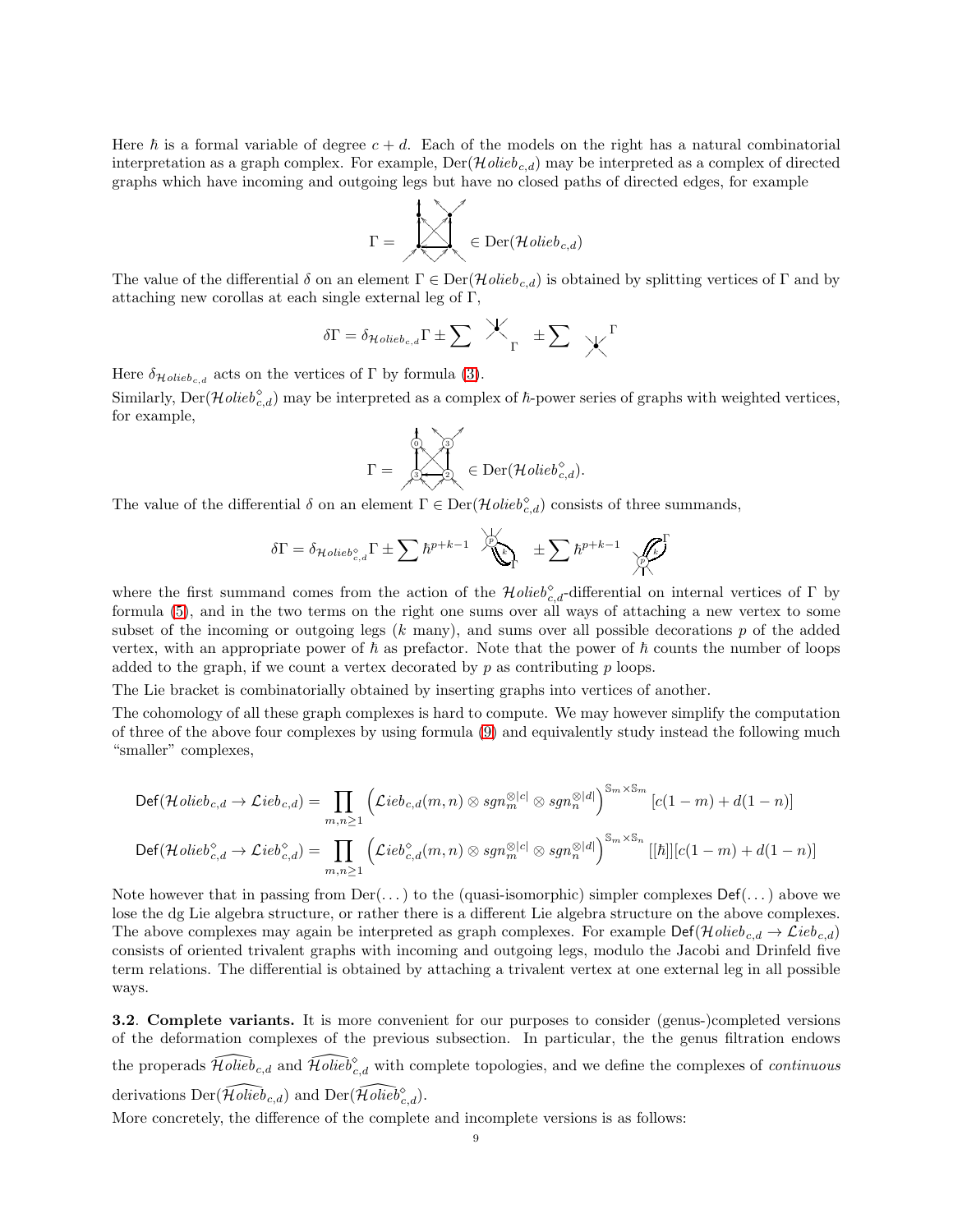Here $\hbar$ is a formal variable of degree $c+d$. Each of the models on the right has a natural combinatorial interpretation as a graph complex. For example, $\mathrm{Der}(\mathcal{H}olieb_{c,d})$ may be interpreted as a complex of directed graphs which have incoming and outgoing legs but have no closed paths of directed edges, for example

$$\Gamma = \quad \in \mathrm{Der}(\mathcal{H}olieb_{c,d})$$

The value of the differential $\delta$ on an element $\Gamma \in \mathrm{Der}(\mathcal{H}olieb_{c,d})$ is obtained by splitting vertices of $\Gamma$ and by attaching new corollas at each single external leg of $\Gamma$,

$$\delta\Gamma = \delta_{\mathcal{H}olieb_{c,d}}\Gamma \pm \sum \quad \pm \sum$$

Here $\delta_{\mathcal{H}olieb_{c,d}}$ acts on the vertices of $\Gamma$ by formula (3).

Similarly, $\mathrm{Der}(\mathcal{H}olieb^{\diamond}_{c,d})$ may be interpreted as a complex of $\hbar$-power series of graphs with weighted vertices, for example,

$$\Gamma = \quad \in \mathrm{Der}(\mathcal{H}olieb^{\diamond}_{c,d}).$$

The value of the differential $\delta$ on an element $\Gamma \in \mathrm{Der}(\mathcal{H}olieb^{\diamond}_{c,d})$ consists of three summands,

$$\delta\Gamma = \delta_{\mathcal{H}olieb^{\diamond}_{c,d}}\Gamma \pm \sum \hbar^{p+k-1} \quad \pm \sum \hbar^{p+k-1}$$

where the first summand comes from the action of the $\mathcal{H}olieb^{\diamond}_{c,d}$-differential on internal vertices of $\Gamma$ by formula (5), and in the two terms on the right one sums over all ways of attaching a new vertex to some subset of the incoming or outgoing legs ($k$ many), and sums over all possible decorations $p$ of the added vertex, with an appropriate power of $\hbar$ as prefactor. Note that the power of $\hbar$ counts the number of loops added to the graph, if we count a vertex decorated by $p$ as contributing $p$ loops.

The Lie bracket is combinatorially obtained by inserting graphs into vertices of another.

The cohomology of all these graph complexes is hard to compute. We may however simplify the computation of three of the above four complexes by using formula (9) and equivalently study instead the following much "smaller" complexes,

$$\mathsf{Def}(\mathcal{H}olieb_{c,d} \to \mathcal{L}ieb_{c,d}) = \prod_{m,n\geq 1} \left(\mathcal{L}ieb_{c,d}(m,n) \otimes sgn_m^{\otimes|c|} \otimes sgn_n^{\otimes|d|}\right)^{\mathbb{S}_m\times\mathbb{S}_m}[c(1-m)+d(1-n)]$$

$$\mathsf{Def}(\mathcal{H}olieb^{\diamond}_{c,d} \to \mathcal{L}ieb^{\diamond}_{c,d}) = \prod_{m,n\geq 1} \left(\mathcal{L}ieb^{\diamond}_{c,d}(m,n) \otimes sgn_m^{\otimes|c|} \otimes sgn_n^{\otimes|d|}\right)^{\mathbb{S}_m\times\mathbb{S}_n}[[\hbar]][c(1-m)+d(1-n)]$$

Note however that in passing from $\mathrm{Der}(\dots)$ to the (quasi-isomorphic) simpler complexes $\mathsf{Def}(\dots)$ above we lose the dg Lie algebra structure, or rather there is a different Lie algebra structure on the above complexes. The above complexes may again be interpreted as graph complexes. For example $\mathsf{Def}(\mathcal{H}olieb_{c,d} \to \mathcal{L}ieb_{c,d})$ consists of oriented trivalent graphs with incoming and outgoing legs, modulo the Jacobi and Drinfeld five term relations. The differential is obtained by attaching a trivalent vertex at one external leg in all possible ways.

**3.2. Complete variants.** It is more convenient for our purposes to consider (genus-)completed versions of the deformation complexes of the previous subsection. In particular, the the genus filtration endows the properads $\widehat{\mathcal{H}olieb}_{c,d}$ and $\widehat{\mathcal{H}olieb}^{\diamond}_{c,d}$ with complete topologies, and we define the complexes of *continuous* derivations $\mathrm{Der}(\widehat{\mathcal{H}olieb}_{c,d})$ and $\mathrm{Der}(\widehat{\mathcal{H}olieb}^{\diamond}_{c,d})$.

More concretely, the difference of the complete and incomplete versions is as follows: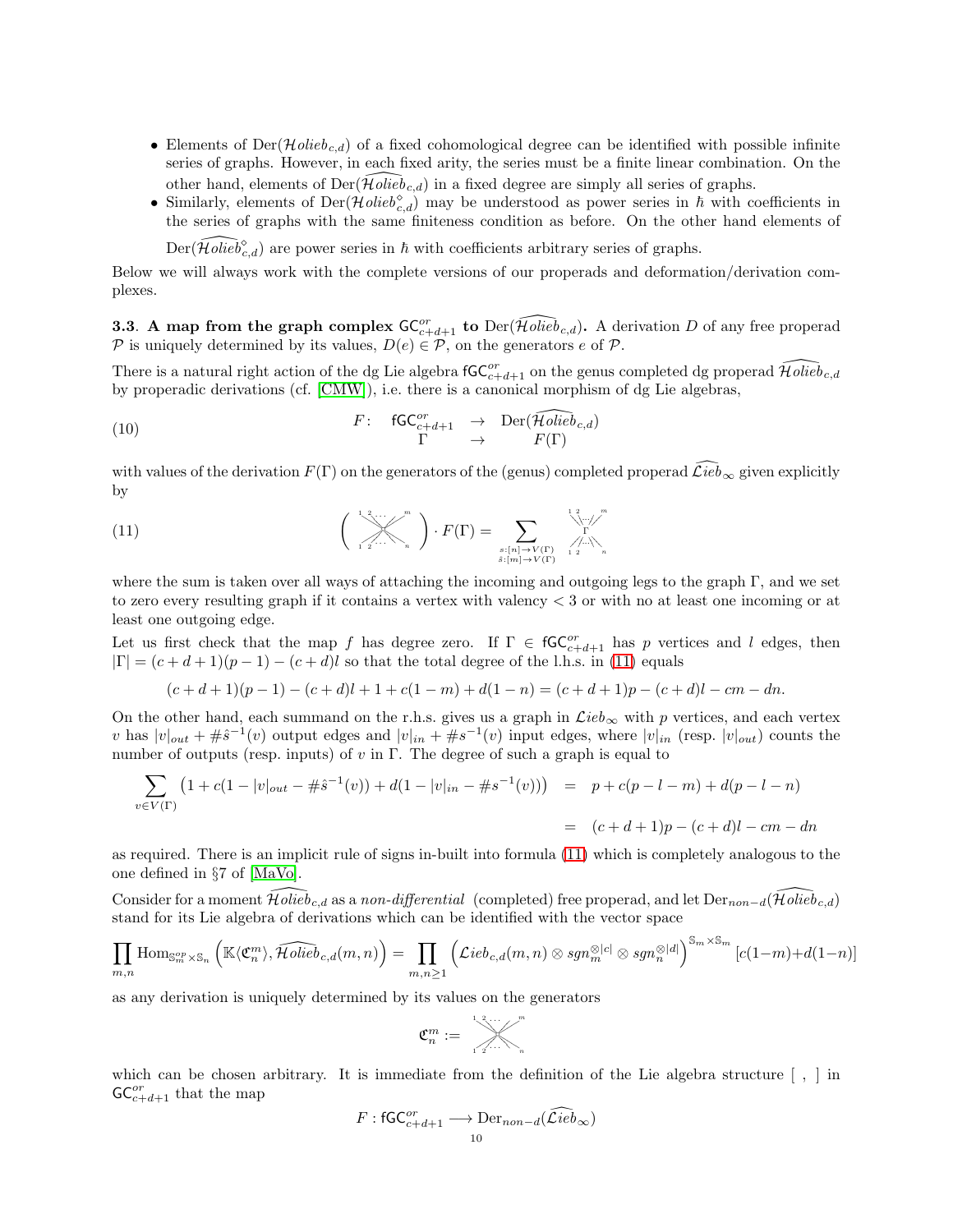- Elements of $\mathrm{Der}(\mathcal{H}olieb_{c,d})$ of a fixed cohomological degree can be identified with possible infinite series of graphs. However, in each fixed arity, the series must be a finite linear combination. On the other hand, elements of $\mathrm{Der}(\widehat{\mathcal{H}olieb}_{c,d})$ in a fixed degree are simply all series of graphs.
- Similarly, elements of $\mathrm{Der}(\mathcal{H}olieb^{\diamond}_{c,d})$ may be understood as power series in $\hbar$ with coefficients in the series of graphs with the same finiteness condition as before. On the other hand elements of $\mathrm{Der}(\widehat{\mathcal{H}olieb}^{\diamond}_{c,d})$ are power series in $\hbar$ with coefficients arbitrary series of graphs.

Below we will always work with the complete versions of our properads and deformation/derivation complexes.

**3.3. A map from the graph complex $\mathsf{GC}^{or}_{c+d+1}$ to $\mathrm{Der}(\widehat{\mathcal{H}olieb}_{c,d})$.** A derivation $D$ of any free properad $\mathcal{P}$ is uniquely determined by its values, $D(e) \in \mathcal{P}$, on the generators $e$ of $\mathcal{P}$.

There is a natural right action of the dg Lie algebra $\mathsf{fGC}^{or}_{c+d+1}$ on the genus completed dg properad $\widehat{\mathcal{H}olieb}_{c,d}$ by properadic derivations (cf. [CMW]), i.e. there is a canonical morphism of dg Lie algebras,

$$F: \quad \begin{array}{ccc} \mathsf{fGC}^{or}_{c+d+1} & \to & \mathrm{Der}(\widehat{\mathcal{H}olieb}_{c,d}) \\ \Gamma & \to & F(\Gamma) \end{array} \tag{10}$$

with values of the derivation $F(\Gamma)$ on the generators of the (genus) completed properad $\widehat{\mathcal{L}ieb}_\infty$ given explicitly by

$$\left( \begin{array}{c} {\scriptstyle 1\ 2\ \ldots\ m} \\ \times \\ {\scriptstyle 1\ 2\ \ldots\ n} \end{array} \right) \cdot F(\Gamma) = \sum_{\substack{s:[n]\to V(\Gamma) \\ \hat{s}:[m]\to V(\Gamma)}} \begin{array}{c} {\scriptstyle 1\ 2\ \ldots\ m} \\ \Gamma \\ {\scriptstyle 1\ 2\ \ldots\ n} \end{array} \tag{11}$$

where the sum is taken over all ways of attaching the incoming and outgoing legs to the graph $\Gamma$, and we set to zero every resulting graph if it contains a vertex with valency $< 3$ or with no at least one incoming or at least one outgoing edge.

Let us first check that the map $f$ has degree zero. If $\Gamma \in \mathsf{fGC}^{or}_{c+d+1}$ has $p$ vertices and $l$ edges, then $|\Gamma| = (c+d+1)(p-1) - (c+d)l$ so that the total degree of the l.h.s. in (11) equals

$$(c+d+1)(p-1) - (c+d)l + 1 + c(1-m) + d(1-n) = (c+d+1)p - (c+d)l - cm - dn.$$

On the other hand, each summand on the r.h.s. gives us a graph in $\mathcal{L}ieb_\infty$ with $p$ vertices, and each vertex $v$ has $|v|_{out} + \#\hat{s}^{-1}(v)$ output edges and $|v|_{in} + \#s^{-1}(v)$ input edges, where $|v|_{in}$ (resp. $|v|_{out}$) counts the number of outputs (resp. inputs) of $v$ in $\Gamma$. The degree of such a graph is equal to

$$\begin{aligned} \sum_{v\in V(\Gamma)} \left(1 + c(1 - |v|_{out} - \#\hat{s}^{-1}(v)) + d(1 - |v|_{in} - \#s^{-1}(v))\right) &= p + c(p-l-m) + d(p-l-n) \\ &= (c+d+1)p - (c+d)l - cm - dn \end{aligned}$$

as required. There is an implicit rule of signs in-built into formula (11) which is completely analogous to the one defined in §7 of [MaVo].

Consider for a moment $\widehat{\mathcal{H}olieb}_{c,d}$ as a *non-differential* (completed) free properad, and let $\mathrm{Der}_{non-d}(\widehat{\mathcal{H}olieb}_{c,d})$ stand for its Lie algebra of derivations which can be identified with the vector space

$$\prod_{m,n} \mathrm{Hom}_{\mathbb{S}^{op}_m \times \mathbb{S}_n}\left(\mathbb{K}\langle \mathfrak{C}^m_n \rangle, \widehat{\mathcal{H}olieb}_{c,d}(m,n)\right) = \prod_{m,n\geq 1} \left(\mathcal{L}ieb_{c,d}(m,n) \otimes sgn_m^{\otimes |c|} \otimes sgn_n^{\otimes |d|}\right)^{\mathbb{S}_m\times\mathbb{S}_m}[c(1-m)+d(1-n)]$$

as any derivation is uniquely determined by its values on the generators

$$\mathfrak{C}^m_n := \begin{array}{c} {\scriptstyle 1\ 2\ \ldots\ m} \\ \times \\ {\scriptstyle 1\ 2\ \ldots\ n} \end{array}$$

which can be chosen arbitrary. It is immediate from the definition of the Lie algebra structure $[\ ,\ ]$ in $\mathsf{GC}^{or}_{c+d+1}$ that the map

$$F : \mathsf{fGC}^{or}_{c+d+1} \longrightarrow \mathrm{Der}_{non-d}(\widehat{\mathcal{L}ieb}_\infty)$$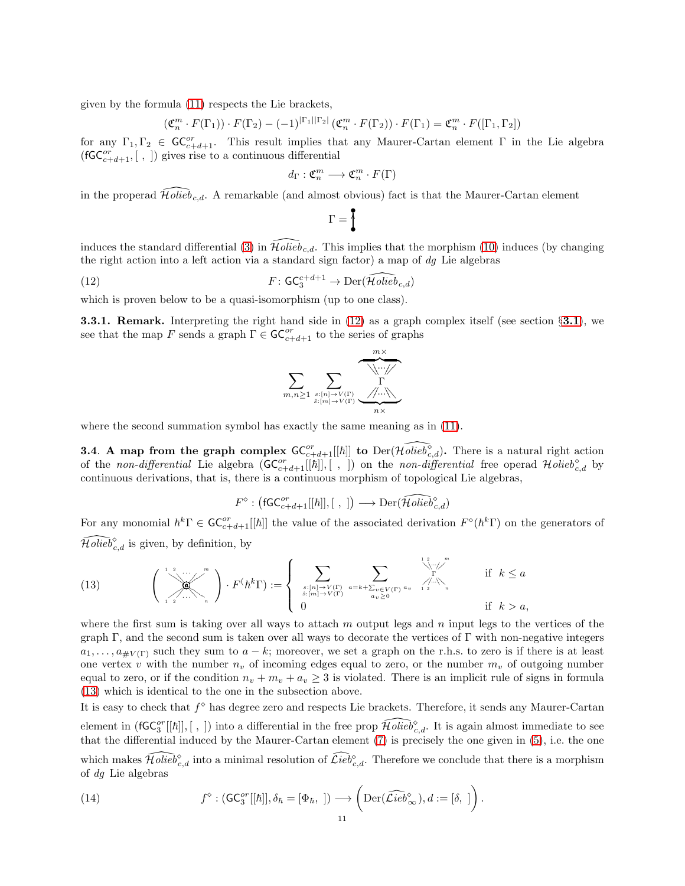given by the formula (11) respects the Lie brackets,

$$(\mathfrak{C}^m_n \cdot F(\Gamma_1)) \cdot F(\Gamma_2) - (-1)^{|\Gamma_1||\Gamma_2|} (\mathfrak{C}^m_n \cdot F(\Gamma_2)) \cdot F(\Gamma_1) = \mathfrak{C}^m_n \cdot F([\Gamma_1, \Gamma_2])$$

for any $\Gamma_1, \Gamma_2 \in \mathsf{GC}^{or}_{c+d+1}$. This result implies that any Maurer-Cartan element $\Gamma$ in the Lie algebra $(\mathsf{fGC}^{or}_{c+d+1}, [\ ,\ ])$ gives rise to a continuous differential

$$d_\Gamma : \mathfrak{C}^m_n \longrightarrow \mathfrak{C}^m_n \cdot F(\Gamma)$$

in the properad $\widehat{\mathcal{H}olieb}_{c,d}$. A remarkable (and almost obvious) fact is that the Maurer-Cartan element

$$\Gamma = \bullet\!\!\!-\!\!\!\bullet$$

induces the standard differential (3) in $\widehat{\mathcal{H}olieb}_{c,d}$. This implies that the morphism (10) induces (by changing the right action into a left action via a standard sign factor) a map of *dg* Lie algebras

$$F\colon \mathsf{GC}^{c+d+1}_3 \to \mathrm{Der}(\widehat{\mathcal{H}olieb}_{c,d}) \tag{12}$$

which is proven below to be a quasi-isomorphism (up to one class).

**3.3.1. Remark.** Interpreting the right hand side in (12) as a graph complex itself (see section §**3.1**), we see that the map $F$ sends a graph $\Gamma \in \mathsf{GC}^{or}_{c+d+1}$ to the series of graphs

$$\sum_{m,n\geq 1} \sum_{\substack{s:[n]\to V(\Gamma)\\ \hat{s}:[m]\to V(\Gamma)}} \overbrace{\underbrace{\Gamma}_{n\times}}^{m\times}$$

where the second summation symbol has exactly the same meaning as in (11).

**3.4. A map from the graph complex $\mathsf{GC}^{or}_{c+d+1}[[\hbar]]$ to $\mathrm{Der}(\widehat{\mathcal{H}olieb}^{\diamond}_{c,d})$.** There is a natural right action of the *non-differential* Lie algebra $(\mathsf{GC}^{or}_{c+d+1}[[\hbar]], [\ ,\ ])$ on the *non-differential* free operad $\mathcal{H}olieb^{\diamond}_{c,d}$ by continuous derivations, that is, there is a continuous morphism of topological Lie algebras,

$$F^{\diamond} : \left(\mathsf{fGC}^{or}_{c+d+1}[[\hbar]], [\ ,\ ]\right) \longrightarrow \mathrm{Der}(\widehat{\mathcal{H}olieb}^{\diamond}_{c,d})$$

For any monomial $\hbar^k\Gamma \in \mathsf{GC}^{or}_{c+d+1}[[\hbar]]$ the value of the associated derivation $F^{\diamond}(\hbar^k\Gamma)$ on the generators of $\widehat{\mathcal{H}olieb}^{\diamond}_{c,d}$ is given, by definition, by

$$\left( \overset{1\ 2\ \dots\ m}{\underset{1\ 2\ \dots\ n}{\circledast_a}} \right) \cdot F(\hbar^k\Gamma) := \begin{cases} \displaystyle\sum_{\substack{s:[n]\to V(\Gamma)\\ \hat{s}:[m]\to V(\Gamma)}} \sum_{\substack{a=k+\sum_{v\in V(\Gamma)} a_v\\ a_v\geq 0}} \overset{1\ 2\ \dots\ m}{\underset{1\ 2\ \dots\ n}{\Gamma}} & \text{if } k \leq a \\ 0 & \text{if } k > a, \end{cases} \tag{13}$$

where the first sum is taking over all ways to attach $m$ output legs and $n$ input legs to the vertices of the graph $\Gamma$, and the second sum is taken over all ways to decorate the vertices of $\Gamma$ with non-negative integers $a_1, \dots, a_{\#V(\Gamma)}$ such they sum to $a - k$; moreover, we set a graph on the r.h.s. to zero is if there is at least one vertex $v$ with the number $n_v$ of incoming edges equal to zero, or the number $m_v$ of outgoing number equal to zero, or if the condition $n_v + m_v + a_v \geq 3$ is violated. There is an implicit rule of signs in formula (13) which is identical to the one in the subsection above.

It is easy to check that $f^{\diamond}$ has degree zero and respects Lie brackets. Therefore, it sends any Maurer-Cartan element in $(\mathsf{fGC}^{or}_3[[\hbar]], [\ ,\ ])$ into a differential in the free prop $\widehat{\mathcal{H}olieb}^{\diamond}_{c,d}$. It is again almost immediate to see that the differential induced by the Maurer-Cartan element (7) is precisely the one given in (5), i.e. the one which makes $\widehat{\mathcal{H}olieb}^{\diamond}_{c,d}$ into a minimal resolution of $\widehat{\mathcal{L}ieb}^{\diamond}_{c,d}$. Therefore we conclude that there is a morphism of *dg* Lie algebras

$$f^{\diamond} : (\mathsf{GC}^{or}_3[[\hbar]], \delta_\hbar = [\Phi_\hbar,\ ]) \longrightarrow \left(\mathrm{Der}(\widehat{\mathcal{L}ieb}^{\diamond}_{\infty}), d := [\delta,\ ]\right). \tag{14}$$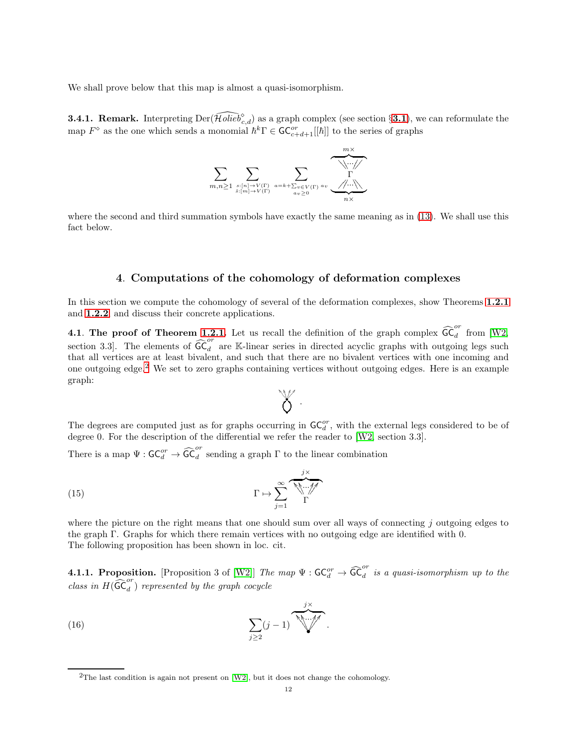We shall prove below that this map is almost a quasi-isomorphism.

**3.4.1. Remark.** Interpreting $\mathrm{Der}(\widehat{\mathcal{H}olieb}^{\diamond}_{c,d})$ as a graph complex (see section §**3.1**), we can reformulate the map $F^{\diamond}$ as the one which sends a monomial $\hbar^k\Gamma \in \mathsf{GC}^{or}_{c+d+1}[[\hbar]]$ to the series of graphs

$$\sum_{m,n\geq 1} \sum_{\substack{s:[n]\to V(\Gamma)\\ \hat{s}:[m]\to V(\Gamma)}} \sum_{\substack{a=k+\sum_{v\in V(\Gamma)} a_v \\ a_v\geq 0}} \hbar^{a} \overbrace{\underbrace{\begin{array}{c}\diagdown\!\diagdown\cdots\diagup\!\diagup\\ \Gamma \\ \diagup\!\diagup\cdots\diagdown\!\diagdown\end{array}}_{n\times}}^{m\times}$$

where the second and third summation symbols have exactly the same meaning as in (13). We shall use this fact below.

## 4. Computations of the cohomology of deformation complexes

In this section we compute the cohomology of several of the deformation complexes, show Theorems **1.2.1** and **1.2.2** and discuss their concrete applications.

**4.1. The proof of Theorem 1.2.1.** Let us recall the definition of the graph complex $\widehat{\mathsf{GC}}^{or}_d$ from [W2, section 3.3]. The elements of $\widehat{\mathsf{GC}}^{or}_d$ are $\mathbb{K}$-linear series in directed acyclic graphs with outgoing legs such that all vertices are at least bivalent, and such that there are no bivalent vertices with one incoming and one outgoing edge.[2] We set to zero graphs containing vertices without outgoing edges. Here is an example graph:

[graph]

The degrees are computed just as for graphs occurring in $\mathsf{GC}^{or}_d$, with the external legs considered to be of degree 0. For the description of the differential we refer the reader to [W2, section 3.3].

There is a map $\Psi : \mathsf{GC}^{or}_d \to \widehat{\mathsf{GC}}^{or}_d$ sending a graph $\Gamma$ to the linear combination

$$\Gamma \mapsto \sum_{j=1}^{\infty} \overbrace{\begin{array}{c}\nwarrow\!\nwarrow\cdots\nearrow\!\nearrow\\ \Gamma\end{array}}^{j\times} \tag{15}$$

where the picture on the right means that one should sum over all ways of connecting $j$ outgoing edges to the graph $\Gamma$. Graphs for which there remain vertices with no outgoing edge are identified with 0.
The following proposition has been shown in loc. cit.

**4.1.1. Proposition.** [Proposition 3 of [W2]] *The map $\Psi : \mathsf{GC}^{or}_d \to \widehat{\mathsf{GC}}^{or}_d$ is a quasi-isomorphism up to the class in $H(\widehat{\mathsf{GC}}^{or}_d)$ represented by the graph cocycle*

$$\sum_{j\geq 2} (j-1) \overbrace{\begin{array}{c}\nwarrow\!\nwarrow\cdots\nearrow\!\nearrow\\ \bullet\end{array}}^{j\times} . \tag{16}$$

[2] The last condition is again not present on [W2], but it does not change the cohomology.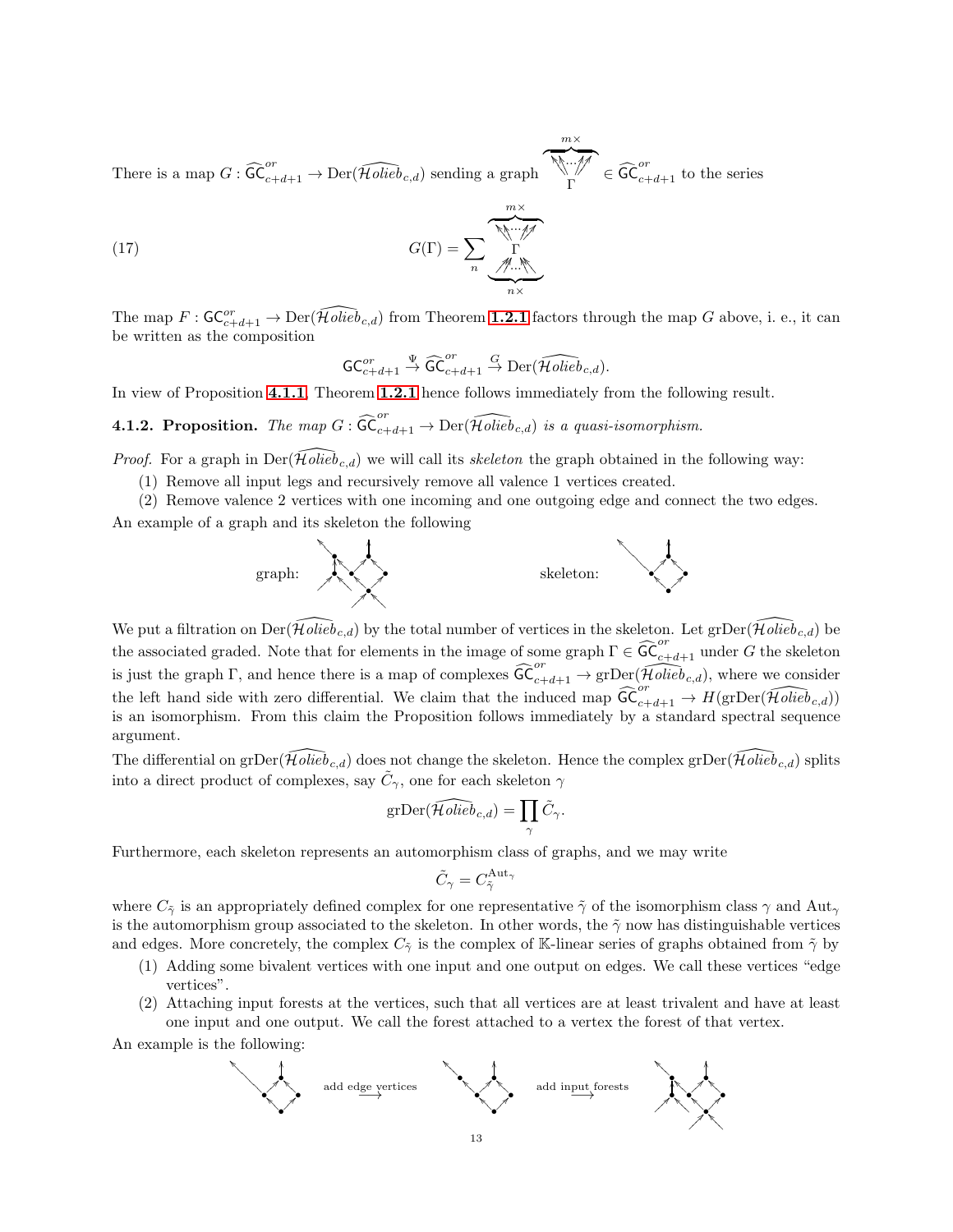There is a map $G : \widehat{\mathsf{GC}}^{or}_{c+d+1} \to \mathrm{Der}(\widehat{\mathcal{H}olieb}_{c,d})$ sending a graph $\overbrace{\underset{\Gamma}{\nwarrow\!\!\nwarrow\cdots\!\nearrow\!\!\nearrow}}^{m\times} \in \widehat{\mathsf{GC}}^{or}_{c+d+1}$ to the series

$$G(\Gamma) = \sum_n \overbrace{\underbrace{\begin{matrix}\nwarrow\!\!\nwarrow\cdots\!\nearrow\!\!\nearrow\\ \Gamma \\ \nearrow\!\!\nearrow\cdots\!\nwarrow\!\!\nwarrow\end{matrix}}_{n\times}}^{m\times} \tag{17}$$

The map $F : \mathsf{GC}^{or}_{c+d+1} \to \mathrm{Der}(\widehat{\mathcal{H}olieb}_{c,d})$ from Theorem **1.2.1** factors through the map $G$ above, i. e., it can be written as the composition

$$\mathsf{GC}^{or}_{c+d+1} \xrightarrow{\Psi} \widehat{\mathsf{GC}}^{or}_{c+d+1} \xrightarrow{G} \mathrm{Der}(\widehat{\mathcal{H}olieb}_{c,d}).$$

In view of Proposition **4.1.1**, Theorem **1.2.1** hence follows immediately from the following result.

**4.1.2. Proposition.** *The map $G : \widehat{\mathsf{GC}}^{or}_{c+d+1} \to \mathrm{Der}(\widehat{\mathcal{H}olieb}_{c,d})$ is a quasi-isomorphism.*

*Proof.* For a graph in $\mathrm{Der}(\widehat{\mathcal{H}olieb}_{c,d})$ we will call its *skeleton* the graph obtained in the following way:

1. Remove all input legs and recursively remove all valence 1 vertices created.
2. Remove valence 2 vertices with one incoming and one outgoing edge and connect the two edges.

An example of a graph and its skeleton the following

graph: [diagram] skeleton: [diagram]

We put a filtration on $\mathrm{Der}(\widehat{\mathcal{H}olieb}_{c,d})$ by the total number of vertices in the skeleton. Let $\mathrm{grDer}(\widehat{\mathcal{H}olieb}_{c,d})$ be the associated graded. Note that for elements in the image of some graph $\Gamma \in \widehat{\mathsf{GC}}^{or}_{c+d+1}$ under $G$ the skeleton is just the graph $\Gamma$, and hence there is a map of complexes $\widehat{\mathsf{GC}}^{or}_{c+d+1} \to \mathrm{grDer}(\widehat{\mathcal{H}olieb}_{c,d})$, where we consider the left hand side with zero differential. We claim that the induced map $\widehat{\mathsf{GC}}^{or}_{c+d+1} \to H(\mathrm{grDer}(\widehat{\mathcal{H}olieb}_{c,d}))$ is an isomorphism. From this claim the Proposition follows immediately by a standard spectral sequence argument.

The differential on $\mathrm{grDer}(\widehat{\mathcal{H}olieb}_{c,d})$ does not change the skeleton. Hence the complex $\mathrm{grDer}(\widehat{\mathcal{H}olieb}_{c,d})$ splits into a direct product of complexes, say $\tilde{C}_\gamma$, one for each skeleton $\gamma$

$$\mathrm{grDer}(\widehat{\mathcal{H}olieb}_{c,d}) = \prod_\gamma \tilde{C}_\gamma.$$

Furthermore, each skeleton represents an automorphism class of graphs, and we may write

$$\tilde{C}_\gamma = C_{\tilde{\gamma}}^{\mathrm{Aut}_\gamma}$$

where $C_{\tilde{\gamma}}$ is an appropriately defined complex for one representative $\tilde{\gamma}$ of the isomorphism class $\gamma$ and $\mathrm{Aut}_\gamma$ is the automorphism group associated to the skeleton. In other words, the $\tilde{\gamma}$ now has distinguishable vertices and edges. More concretely, the complex $C_{\tilde{\gamma}}$ is the complex of $\mathbb{K}$-linear series of graphs obtained from $\tilde{\gamma}$ by

1. Adding some bivalent vertices with one input and one output on edges. We call these vertices "edge vertices".
2. Attaching input forests at the vertices, such that all vertices are at least trivalent and have at least one input and one output. We call the forest attached to a vertex the forest of that vertex.

An example is the following:

[diagram] $\xrightarrow{\text{add edge vertices}}$ [diagram] $\xrightarrow{\text{add input forests}}$ [diagram]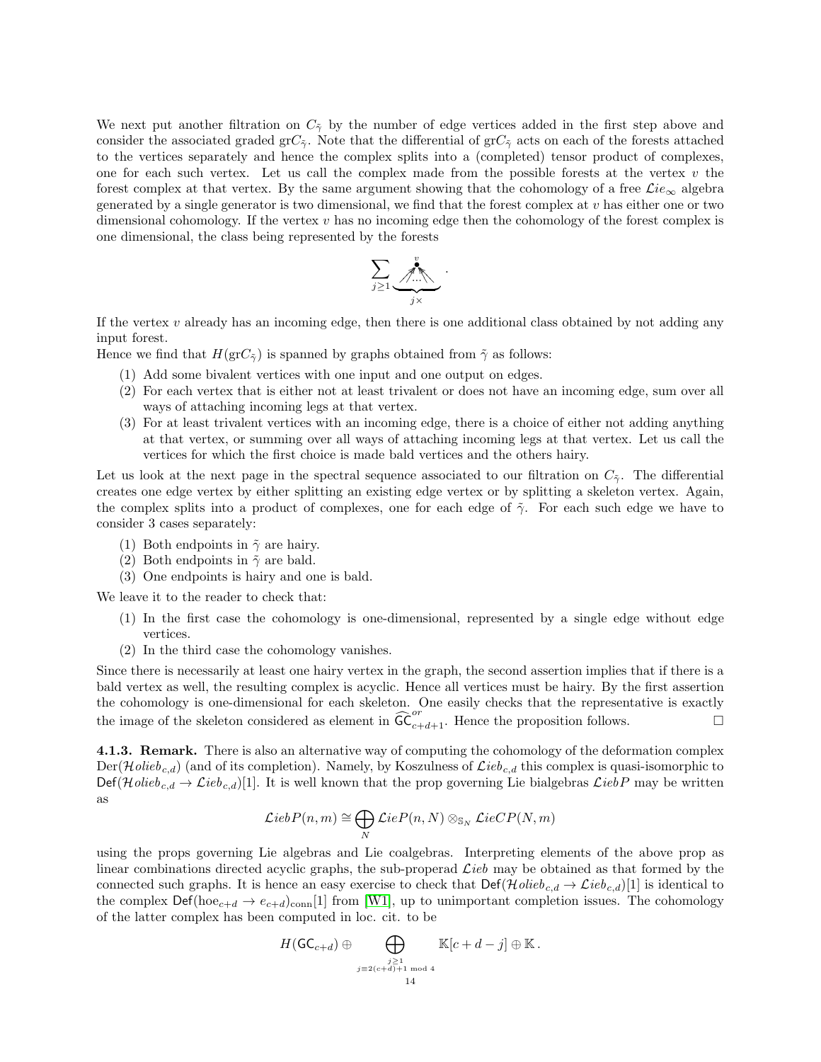We next put another filtration on $C_{\tilde\gamma}$ by the number of edge vertices added in the first step above and consider the associated graded $\mathrm{gr}C_{\tilde\gamma}$. Note that the differential of $\mathrm{gr}C_{\tilde\gamma}$ acts on each of the forests attached to the vertices separately and hence the complex splits into a (completed) tensor product of complexes, one for each such vertex. Let us call the complex made from the possible forests at the vertex $v$ the forest complex at that vertex. By the same argument showing that the cohomology of a free $\mathcal{L}ie_\infty$ algebra generated by a single generator is two dimensional, we find that the forest complex at $v$ has either one or two dimensional cohomology. If the vertex $v$ has no incoming edge then the cohomology of the forest complex is one dimensional, the class being represented by the forests

$$\sum_{j\geq 1} \underbrace{\overset{v}{\bullet}\!\!\nwarrow\!\cdots\!\nearrow}_{j\times} .$$

If the vertex $v$ already has an incoming edge, then there is one additional class obtained by not adding any input forest.
Hence we find that $H(\mathrm{gr}C_{\tilde\gamma})$ is spanned by graphs obtained from $\tilde\gamma$ as follows:

(1) Add some bivalent vertices with one input and one output on edges.
(2) For each vertex that is either not at least trivalent or does not have an incoming edge, sum over all ways of attaching incoming legs at that vertex.
(3) For at least trivalent vertices with an incoming edge, there is a choice of either not adding anything at that vertex, or summing over all ways of attaching incoming legs at that vertex. Let us call the vertices for which the first choice is made bald vertices and the others hairy.

Let us look at the next page in the spectral sequence associated to our filtration on $C_{\tilde\gamma}$. The differential creates one edge vertex by either splitting an existing edge vertex or by splitting a skeleton vertex. Again, the complex splits into a product of complexes, one for each edge of $\tilde\gamma$. For each such edge we have to consider 3 cases separately:

(1) Both endpoints in $\tilde\gamma$ are hairy.
(2) Both endpoints in $\tilde\gamma$ are bald.
(3) One endpoints is hairy and one is bald.

We leave it to the reader to check that:

(1) In the first case the cohomology is one-dimensional, represented by a single edge without edge vertices.
(2) In the third case the cohomology vanishes.

Since there is necessarily at least one hairy vertex in the graph, the second assertion implies that if there is a bald vertex as well, the resulting complex is acyclic. Hence all vertices must be hairy. By the first assertion the cohomology is one-dimensional for each skeleton. One easily checks that the representative is exactly the image of the skeleton considered as element in $\widehat{\mathsf{GC}}^{or}_{c+d+1}$. Hence the proposition follows. □

**4.1.3. Remark.** There is also an alternative way of computing the cohomology of the deformation complex $\mathrm{Der}(\mathcal{H}olieb_{c,d})$ (and of its completion). Namely, by Koszulness of $\mathcal{L}ieb_{c,d}$ this complex is quasi-isomorphic to $\mathsf{Def}(\mathcal{H}olieb_{c,d} \to \mathcal{L}ieb_{c,d})[1]$. It is well known that the prop governing Lie bialgebras $\mathcal{L}iebP$ may be written as

$$\mathcal{L}iebP(n,m) \cong \bigoplus_N \mathcal{L}ieP(n,N) \otimes_{\mathbb{S}_N} \mathcal{L}ieCP(N,m)$$

using the props governing Lie algebras and Lie coalgebras. Interpreting elements of the above prop as linear combinations directed acyclic graphs, the sub-properad $\mathcal{L}ieb$ may be obtained as that formed by the connected such graphs. It is hence an easy exercise to check that $\mathsf{Def}(\mathcal{H}olieb_{c,d} \to \mathcal{L}ieb_{c,d})[1]$ is identical to the complex $\mathsf{Def}(\mathrm{hoe}_{c+d} \to e_{c+d})_{\mathrm{conn}}[1]$ from [W1], up to unimportant completion issues. The cohomology of the latter complex has been computed in loc. cit. to be

$$H(\mathsf{GC}_{c+d}) \oplus \bigoplus_{\substack{j\geq 1 \\ j\equiv 2(c+d)+1 \bmod 4}} \mathbb{K}[c+d-j] \oplus \mathbb{K}\,.$$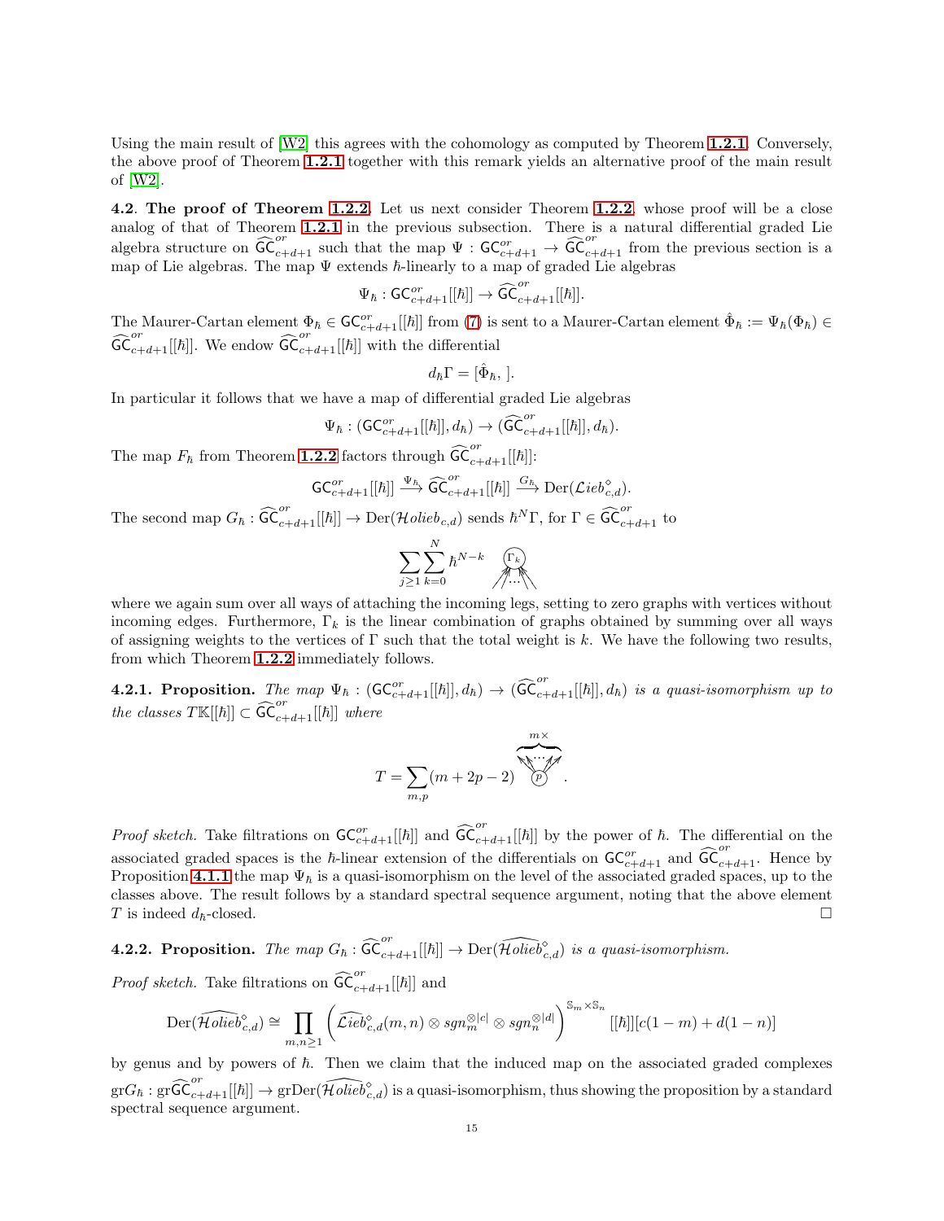Using the main result of [W2] this agrees with the cohomology as computed by Theorem **1.2.1**. Conversely, the above proof of Theorem **1.2.1** together with this remark yields an alternative proof of the main result of [W2].

**4.2**. **The proof of Theorem 1.2.2**. Let us next consider Theorem **1.2.2**, whose proof will be a close analog of that of Theorem **1.2.1** in the previous subsection. There is a natural differential graded Lie algebra structure on $\widehat{\mathsf{GC}}^{or}_{c+d+1}$ such that the map $\Psi : \mathsf{GC}^{or}_{c+d+1} \to \widehat{\mathsf{GC}}^{or}_{c+d+1}$ from the previous section is a map of Lie algebras. The map $\Psi$ extends $\hbar$-linearly to a map of graded Lie algebras

$$\Psi_\hbar : \mathsf{GC}^{or}_{c+d+1}[[\hbar]] \to \widehat{\mathsf{GC}}^{or}_{c+d+1}[[\hbar]].$$

The Maurer-Cartan element $\Phi_\hbar \in \mathsf{GC}^{or}_{c+d+1}[[\hbar]]$ from (7) is sent to a Maurer-Cartan element $\hat{\Phi}_\hbar := \Psi_\hbar(\Phi_\hbar) \in \widehat{\mathsf{GC}}^{or}_{c+d+1}[[\hbar]]$. We endow $\widehat{\mathsf{GC}}^{or}_{c+d+1}[[\hbar]]$ with the differential

$$d_\hbar \Gamma = [\hat{\Phi}_\hbar, \ ].$$

In particular it follows that we have a map of differential graded Lie algebras

$$\Psi_\hbar : (\mathsf{GC}^{or}_{c+d+1}[[\hbar]], d_\hbar) \to (\widehat{\mathsf{GC}}^{or}_{c+d+1}[[\hbar]], d_\hbar).$$

The map $F_\hbar$ from Theorem **1.2.2** factors through $\widehat{\mathsf{GC}}^{or}_{c+d+1}[[\hbar]]$:

$$\mathsf{GC}^{or}_{c+d+1}[[\hbar]] \xrightarrow{\Psi_\hbar} \widehat{\mathsf{GC}}^{or}_{c+d+1}[[\hbar]] \xrightarrow{G_\hbar} \mathrm{Der}(\mathcal{L}ieb^\diamond_{c,d}).$$

The second map $G_\hbar : \widehat{\mathsf{GC}}^{or}_{c+d+1}[[\hbar]] \to \mathrm{Der}(\mathcal{H}olieb_{c,d})$ sends $\hbar^N \Gamma$, for $\Gamma \in \widehat{\mathsf{GC}}^{or}_{c+d+1}$ to

$$\sum_{j\geq 1} \sum_{k=0}^{N} \hbar^{N-k} \ \Gamma_k \text{ (with incoming legs } \cdots)$$

where we again sum over all ways of attaching the incoming legs, setting to zero graphs with vertices without incoming edges. Furthermore, $\Gamma_k$ is the linear combination of graphs obtained by summing over all ways of assigning weights to the vertices of $\Gamma$ such that the total weight is $k$. We have the following two results, from which Theorem **1.2.2** immediately follows.

**4.2.1. Proposition.** *The map* $\Psi_\hbar : (\mathsf{GC}^{or}_{c+d+1}[[\hbar]], d_\hbar) \to (\widehat{\mathsf{GC}}^{or}_{c+d+1}[[\hbar]], d_\hbar)$ *is a quasi-isomorphism up to the classes* $T\mathbb{K}[[\hbar]] \subset \widehat{\mathsf{GC}}^{or}_{c+d+1}[[\hbar]]$ *where*

$$T = \sum_{m,p} (m + 2p - 2) \ \overbrace{\cdots}^{m\times} \ \text{(vertex } p\text{)} .$$

*Proof sketch.* Take filtrations on $\mathsf{GC}^{or}_{c+d+1}[[\hbar]]$ and $\widehat{\mathsf{GC}}^{or}_{c+d+1}[[\hbar]]$ by the power of $\hbar$. The differential on the associated graded spaces is the $\hbar$-linear extension of the differentials on $\mathsf{GC}^{or}_{c+d+1}$ and $\widehat{\mathsf{GC}}^{or}_{c+d+1}$. Hence by Proposition **4.1.1** the map $\Psi_\hbar$ is a quasi-isomorphism on the level of the associated graded spaces, up to the classes above. The result follows by a standard spectral sequence argument, noting that the above element $T$ is indeed $d_\hbar$-closed. $\square$

**4.2.2. Proposition.** *The map* $G_\hbar : \widehat{\mathsf{GC}}^{or}_{c+d+1}[[\hbar]] \to \mathrm{Der}(\widehat{\mathcal{H}olieb}^\diamond_{c,d})$ *is a quasi-isomorphism.*

*Proof sketch.* Take filtrations on $\widehat{\mathsf{GC}}^{or}_{c+d+1}[[\hbar]]$ and

$$\mathrm{Der}(\widehat{\mathcal{H}olieb}^\diamond_{c,d}) \cong \prod_{m,n\geq 1} \left( \widehat{\mathcal{L}ieb}^\diamond_{c,d}(m,n) \otimes sgn_m^{\otimes|c|} \otimes sgn_n^{\otimes|d|} \right)^{\mathbb{S}_m\times\mathbb{S}_n} [[\hbar]][c(1-m) + d(1-n)]$$

by genus and by powers of $\hbar$. Then we claim that the induced map on the associated graded complexes $\mathrm{gr}G_\hbar : \mathrm{gr}\widehat{\mathsf{GC}}^{or}_{c+d+1}[[\hbar]] \to \mathrm{grDer}(\widehat{\mathcal{H}olieb}^\diamond_{c,d})$ is a quasi-isomorphism, thus showing the proposition by a standard spectral sequence argument.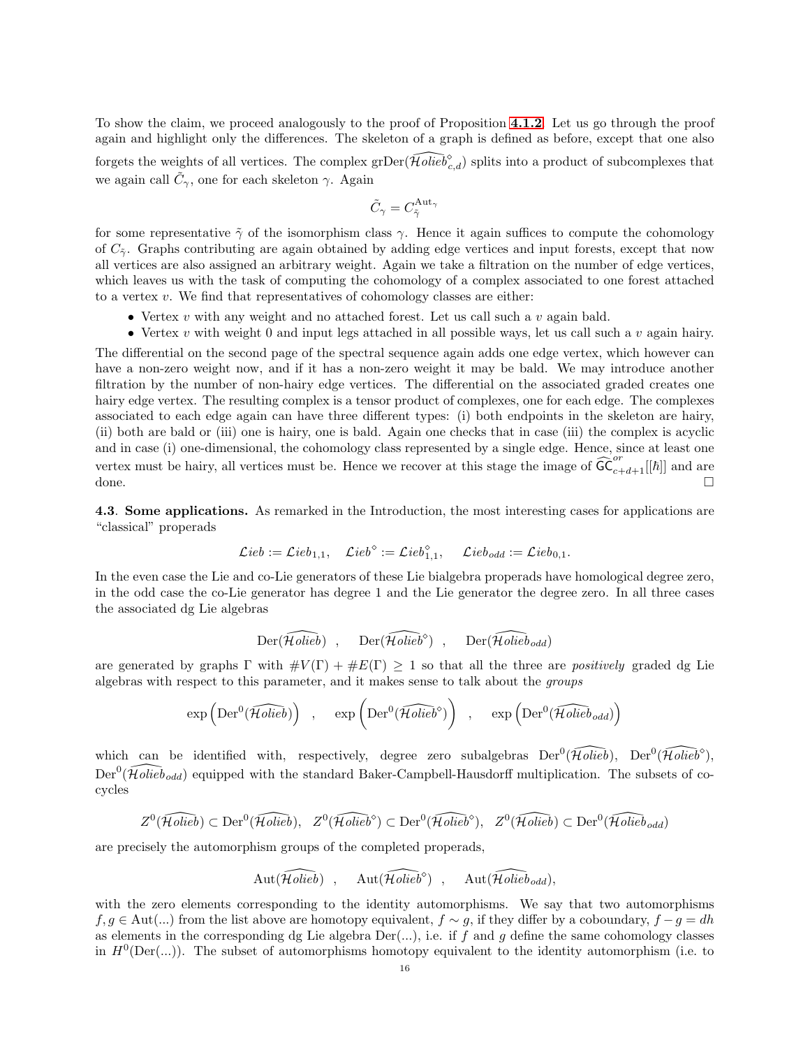To show the claim, we proceed analogously to the proof of Proposition **4.1.2**. Let us go through the proof again and highlight only the differences. The skeleton of a graph is defined as before, except that one also forgets the weights of all vertices. The complex $\mathrm{grDer}(\widehat{\mathcal{H}olieb}^\diamond_{c,d})$ splits into a product of subcomplexes that we again call $\tilde{C}_\gamma$, one for each skeleton $\gamma$. Again

$$\tilde{C}_\gamma = C_{\tilde{\gamma}}^{\mathrm{Aut}_\gamma}$$

for some representative $\tilde{\gamma}$ of the isomorphism class $\gamma$. Hence it again suffices to compute the cohomology of $C_{\tilde{\gamma}}$. Graphs contributing are again obtained by adding edge vertices and input forests, except that now all vertices are also assigned an arbitrary weight. Again we take a filtration on the number of edge vertices, which leaves us with the task of computing the cohomology of a complex associated to one forest attached to a vertex $v$. We find that representatives of cohomology classes are either:

- Vertex $v$ with any weight and no attached forest. Let us call such a $v$ again bald.
- Vertex $v$ with weight 0 and input legs attached in all possible ways, let us call such a $v$ again hairy.

The differential on the second page of the spectral sequence again adds one edge vertex, which however can have a non-zero weight now, and if it has a non-zero weight it may be bald. We may introduce another filtration by the number of non-hairy edge vertices. The differential on the associated graded creates one hairy edge vertex. The resulting complex is a tensor product of complexes, one for each edge. The complexes associated to each edge again can have three different types: (i) both endpoints in the skeleton are hairy, (ii) both are bald or (iii) one is hairy, one is bald. Again one checks that in case (iii) the complex is acyclic and in case (i) one-dimensional, the cohomology class represented by a single edge. Hence, since at least one vertex must be hairy, all vertices must be. Hence we recover at this stage the image of $\widehat{\mathsf{GC}}^{or}_{c+d+1}[[\hbar]]$ and are done. $\square$

**4.3. Some applications.** As remarked in the Introduction, the most interesting cases for applications are "classical" properads

$$\mathcal{L}ieb := \mathcal{L}ieb_{1,1}, \quad \mathcal{L}ieb^\diamond := \mathcal{L}ieb^\diamond_{1,1}, \quad \mathcal{L}ieb_{odd} := \mathcal{L}ieb_{0,1}.$$

In the even case the Lie and co-Lie generators of these Lie bialgebra properads have homological degree zero, in the odd case the co-Lie generator has degree 1 and the Lie generator the degree zero. In all three cases the associated dg Lie algebras

$$\mathrm{Der}(\widehat{\mathcal{H}olieb}) \quad , \quad \mathrm{Der}(\widehat{\mathcal{H}olieb}^\diamond) \quad , \quad \mathrm{Der}(\widehat{\mathcal{H}olieb}_{odd})$$

are generated by graphs $\Gamma$ with $\#V(\Gamma) + \#E(\Gamma) \geq 1$ so that all the three are *positively* graded dg Lie algebras with respect to this parameter, and it makes sense to talk about the *groups*

$$\exp\left(\mathrm{Der}^0(\widehat{\mathcal{H}olieb})\right) \quad , \quad \exp\left(\mathrm{Der}^0(\widehat{\mathcal{H}olieb}^\diamond)\right) \quad , \quad \exp\left(\mathrm{Der}^0(\widehat{\mathcal{H}olieb}_{odd})\right)$$

which can be identified with, respectively, degree zero subalgebras $\mathrm{Der}^0(\widehat{\mathcal{H}olieb})$, $\mathrm{Der}^0(\widehat{\mathcal{H}olieb}^\diamond)$, $\mathrm{Der}^0(\widehat{\mathcal{H}olieb}_{odd})$ equipped with the standard Baker-Campbell-Hausdorff multiplication. The subsets of co-cycles

$$Z^0(\widehat{\mathcal{H}olieb}) \subset \mathrm{Der}^0(\widehat{\mathcal{H}olieb}), \quad Z^0(\widehat{\mathcal{H}olieb}^\diamond) \subset \mathrm{Der}^0(\widehat{\mathcal{H}olieb}^\diamond), \quad Z^0(\widehat{\mathcal{H}olieb}) \subset \mathrm{Der}^0(\widehat{\mathcal{H}olieb}_{odd})$$

are precisely the automorphism groups of the completed properads,

$$\mathrm{Aut}(\widehat{\mathcal{H}olieb}) \quad , \quad \mathrm{Aut}(\widehat{\mathcal{H}olieb}^\diamond) \quad , \quad \mathrm{Aut}(\widehat{\mathcal{H}olieb}_{odd}),$$

with the zero elements corresponding to the identity automorphisms. We say that two automorphisms $f, g \in \mathrm{Aut}(...)$ from the list above are homotopy equivalent, $f \sim g$, if they differ by a coboundary, $f - g = dh$ as elements in the corresponding dg Lie algebra $\mathrm{Der}(...)$, i.e. if $f$ and $g$ define the same cohomology classes in $H^0(\mathrm{Der}(...))$. The subset of automorphisms homotopy equivalent to the identity automorphism (i.e. to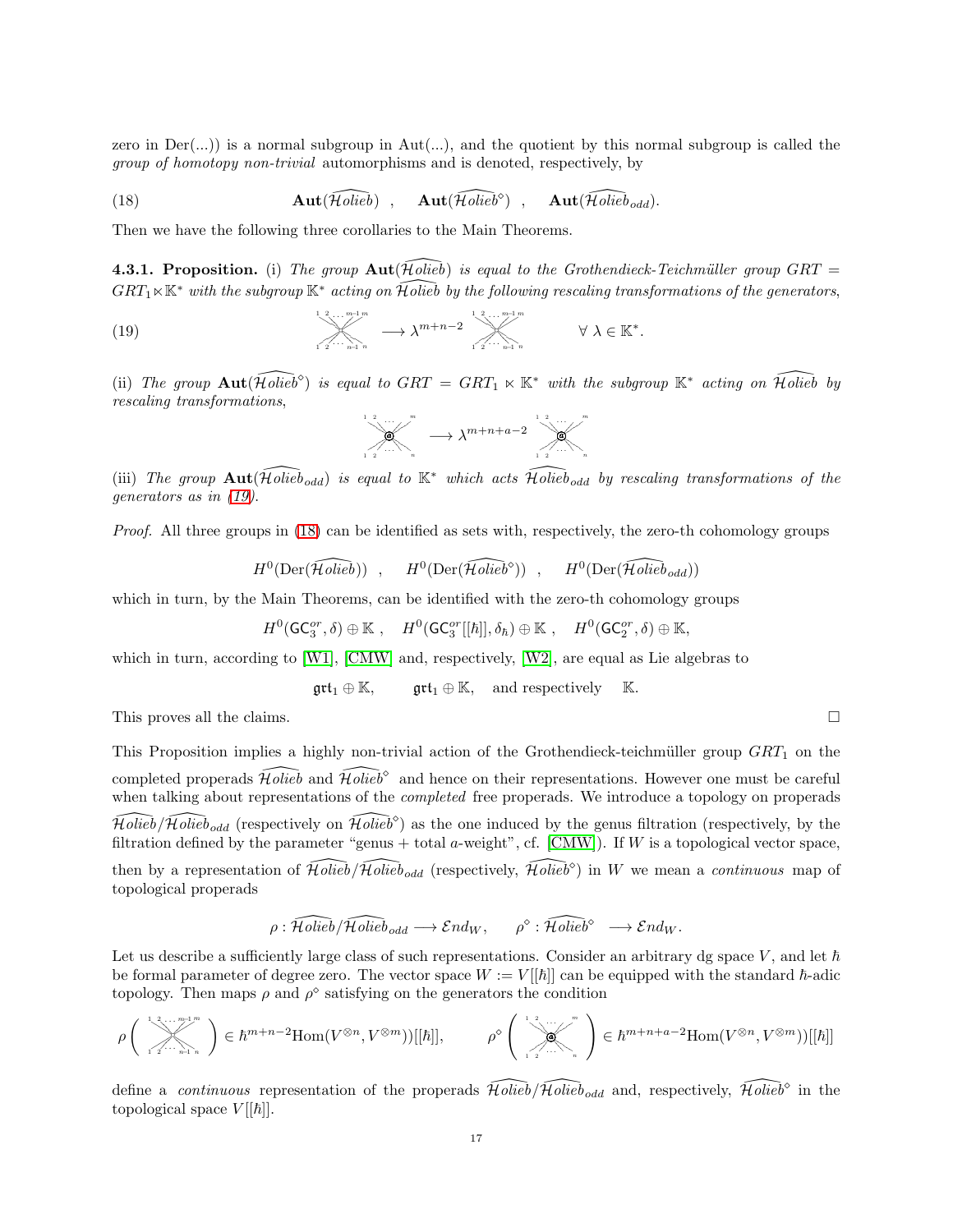zero in Der(...)) is a normal subgroup in Aut(...), and the quotient by this normal subgroup is called the *group of homotopy non-trivial* automorphisms and is denoted, respectively, by

$$
\mathbf{Aut}(\widehat{\mathcal{H}olieb}) \ , \quad \mathbf{Aut}(\widehat{\mathcal{H}olieb}^{\diamond}) \ , \quad \mathbf{Aut}(\widehat{\mathcal{H}olieb}_{odd}). \tag{18}
$$

Then we have the following three corollaries to the Main Theorems.

**4.3.1. Proposition.** (i) *The group* $\mathbf{Aut}(\widehat{\mathcal{H}olieb})$ *is equal to the Grothendieck-Teichmüller group* $GRT = GRT_1 \ltimes \mathbb{K}^*$ *with the subgroup* $\mathbb{K}^*$ *acting on* $\widehat{\mathcal{H}olieb}$ *by the following rescaling transformations of the generators,*

$$
\begin{array}{c}{\scriptstyle 1\ 2\ \ldots\ m-1\ m}\\ \times\\ {\scriptstyle 1\ 2\ \ldots\ n-1\ n}\end{array} \longrightarrow \lambda^{m+n-2} \begin{array}{c}{\scriptstyle 1\ 2\ \ldots\ m-1\ m}\\ \times\\ {\scriptstyle 1\ 2\ \ldots\ n-1\ n}\end{array} \qquad \forall\ \lambda \in \mathbb{K}^*. \tag{19}
$$

(ii) *The group* $\mathbf{Aut}(\widehat{\mathcal{H}olieb}^{\diamond})$ *is equal to* $GRT = GRT_1 \ltimes \mathbb{K}^*$ *with the subgroup* $\mathbb{K}^*$ *acting on* $\widehat{\mathcal{H}olieb}$ *by rescaling transformations,*

$$
\begin{array}{c}{\scriptstyle 1\ 2\ \ldots\ m}\\ \textcircled{a}\\ {\scriptstyle 1\ 2\ \ldots\ n}\end{array} \longrightarrow \lambda^{m+n+a-2} \begin{array}{c}{\scriptstyle 1\ 2\ \ldots\ m}\\ \textcircled{a}\\ {\scriptstyle 1\ 2\ \ldots\ n}\end{array}
$$

(iii) *The group* $\mathbf{Aut}(\widehat{\mathcal{H}olieb}_{odd})$ *is equal to* $\mathbb{K}^*$ *which acts* $\widehat{\mathcal{H}olieb}_{odd}$ *by rescaling transformations of the generators as in (19).*

*Proof.* All three groups in (18) can be identified as sets with, respectively, the zero-th cohomology groups

$$
H^0(\mathrm{Der}(\widehat{\mathcal{H}olieb})) \ , \quad H^0(\mathrm{Der}(\widehat{\mathcal{H}olieb}^{\diamond})) \ , \quad H^0(\mathrm{Der}(\widehat{\mathcal{H}olieb}_{odd}))
$$

which in turn, by the Main Theorems, can be identified with the zero-th cohomology groups

$$
H^0(\mathsf{GC}_3^{or}, \delta) \oplus \mathbb{K} \ , \quad H^0(\mathsf{GC}_3^{or}[[\hbar]], \delta_\hbar) \oplus \mathbb{K} \ , \quad H^0(\mathsf{GC}_2^{or}, \delta) \oplus \mathbb{K},
$$

which in turn, according to [W1], [CMW] and, respectively, [W2], are equal as Lie algebras to

$$
\mathfrak{grt}_1 \oplus \mathbb{K}, \qquad \mathfrak{grt}_1 \oplus \mathbb{K}, \quad \text{and respectively} \quad \mathbb{K}.
$$

This proves all the claims. □

This Proposition implies a highly non-trivial action of the Grothendieck-teichmüller group $GRT_1$ on the completed properads $\widehat{\mathcal{H}olieb}$ and $\widehat{\mathcal{H}olieb}^{\diamond}$ and hence on their representations. However one must be careful when talking about representations of the *completed* free properads. We introduce a topology on properads $\widehat{\mathcal{H}olieb}/\widehat{\mathcal{H}olieb}_{odd}$ (respectively on $\widehat{\mathcal{H}olieb}^{\diamond}$) as the one induced by the genus filtration (respectively, by the filtration defined by the parameter "genus + total $a$-weight", cf. [CMW]). If $W$ is a topological vector space, then by a representation of $\widehat{\mathcal{H}olieb}/\widehat{\mathcal{H}olieb}_{odd}$ (respectively, $\widehat{\mathcal{H}olieb}^{\diamond}$) in $W$ we mean a *continuous* map of topological properads

$$
\rho : \widehat{\mathcal{H}olieb}/\widehat{\mathcal{H}olieb}_{odd} \longrightarrow \mathcal{E}nd_W, \qquad \rho^{\diamond} : \widehat{\mathcal{H}olieb}^{\diamond} \longrightarrow \mathcal{E}nd_W.
$$

Let us describe a sufficiently large class of such representations. Consider an arbitrary dg space $V$, and let $\hbar$ be formal parameter of degree zero. The vector space $W := V[[\hbar]]$ can be equipped with the standard $\hbar$-adic topology. Then maps $\rho$ and $\rho^{\diamond}$ satisfying on the generators the condition

$$
\rho\left(\begin{array}{c}{\scriptstyle 1\ 2\ \ldots\ m-1\ m}\\ \times\\ {\scriptstyle 1\ 2\ \ldots\ n-1\ n}\end{array}\right) \in \hbar^{m+n-2}\mathrm{Hom}(V^{\otimes n}, V^{\otimes m}))[[\hbar]], \qquad \rho^{\diamond}\left(\begin{array}{c}{\scriptstyle 1\ 2\ \ldots\ m}\\ \textcircled{a}\\ {\scriptstyle 1\ 2\ \ldots\ n}\end{array}\right) \in \hbar^{m+n+a-2}\mathrm{Hom}(V^{\otimes n}, V^{\otimes m}))[[\hbar]]
$$

define a *continuous* representation of the properads $\widehat{\mathcal{H}olieb}/\widehat{\mathcal{H}olieb}_{odd}$ and, respectively, $\widehat{\mathcal{H}olieb}^{\diamond}$ in the topological space $V[[\hbar]]$.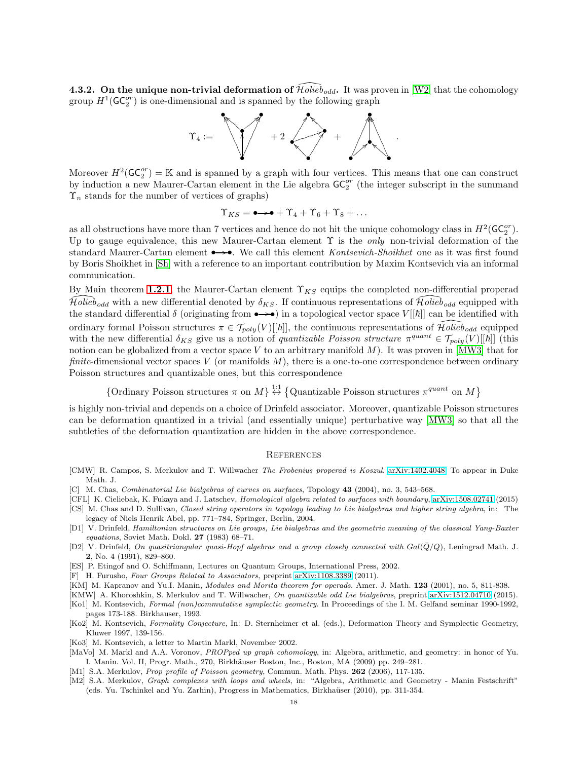**4.3.2. On the unique non-trivial deformation of $\widehat{\mathcal{H}olieb}_{odd}$.** It was proven in [W2] that the cohomology group $H^1(\mathsf{GC}_2^{or})$ is one-dimensional and is spanned by the following graph

$$\Upsilon_4 := \quad + 2 \quad + \quad .$$

Moreover $H^2(\mathsf{GC}_2^{or}) = \mathbb{K}$ and is spanned by a graph with four vertices. This means that one can construct by induction a new Maurer-Cartan element in the Lie algebra $\mathsf{GC}_2^{or}$ (the integer subscript in the summand $\Upsilon_n$ stands for the number of vertices of graphs)

$$\Upsilon_{KS} = \bullet\!\!\longrightarrow\!\!\bullet + \Upsilon_4 + \Upsilon_6 + \Upsilon_8 + \ldots$$

as all obstructions have more than 7 vertices and hence do not hit the unique cohomology class in $H^2(\mathsf{GC}_2^{or})$. Up to gauge equivalence, this new Maurer-Cartan element $\Upsilon$ is the *only* non-trivial deformation of the standard Maurer-Cartan element $\bullet\!\!\longrightarrow\!\!\bullet$. We call this element *Kontsevich-Shoikhet* one as it was first found by Boris Shoikhet in [Sh] with a reference to an important contribution by Maxim Kontsevich via an informal communication.

By Main theorem **1.2.1**, the Maurer-Cartan element $\Upsilon_{KS}$ equips the completed non-differential properad $\widehat{\mathcal{H}olieb}_{odd}$ with a new differential denoted by $\delta_{KS}$. If continuous representations of $\widehat{\mathcal{H}olieb}_{odd}$ equipped with the standard differential $\delta$ (originating from $\bullet\!\!\longrightarrow\!\!\bullet$) in a topological vector space $V[[\hbar]]$ can be identified with ordinary formal Poisson structures $\pi \in \mathcal{T}_{poly}(V)[[\hbar]]$, the continuous representations of $\widehat{\mathcal{H}olieb}_{odd}$ equipped with the new differential $\delta_{KS}$ give us a notion of *quantizable Poisson structure* $\pi^{quant} \in \mathcal{T}_{poly}(V)[[\hbar]]$ (this notion can be globalized from a vector space $V$ to an arbitrary manifold $M$). It was proven in [MW3] that for *finite*-dimensional vector spaces $V$ (or manifolds $M$), there is a one-to-one correspondence between ordinary Poisson structures and quantizable ones, but this correspondence

$$\{\text{Ordinary Poisson structures } \pi \text{ on } M\} \stackrel{1:1}{\leftrightarrow} \{\text{Quantizable Poisson structures } \pi^{quant} \text{ on } M\}$$

is highly non-trivial and depends on a choice of Drinfeld associator. Moreover, quantizable Poisson structures can be deformation quantized in a trivial (and essentially unique) perturbative way [MW3] so that all the subtleties of the deformation quantization are hidden in the above correspondence.

## References

[CMW] R. Campos, S. Merkulov and T. Willwacher *The Frobenius properad is Koszul*, arXiv:1402.4048. To appear in Duke Math. J.

[C] M. Chas, *Combinatorial Lie bialgebras of curves on surfaces*, Topology **43** (2004), no. 3, 543–568.

[CFL] K. Cieliebak, K. Fukaya and J. Latschev, *Homological algebra related to surfaces with boundary*, arXiv:1508.02741 (2015)

[CS] M. Chas and D. Sullivan, *Closed string operators in topology leading to Lie bialgebras and higher string algebra*, in: The legacy of Niels Henrik Abel, pp. 771–784, Springer, Berlin, 2004.

[D1] V. Drinfeld, *Hamiltonian structures on Lie groups, Lie bialgebras and the geometric meaning of the classical Yang-Baxter equations*, Soviet Math. Dokl. **27** (1983) 68–71.

[D2] V. Drinfeld, *On quasitriangular quasi-Hopf algebras and a group closely connected with $Gal(\bar{Q}/Q)$*, Leningrad Math. J. **2**, No. 4 (1991), 829–860.

[ES] P. Etingof and O. Schiffmann, Lectures on Quantum Groups, International Press, 2002.

[F] H. Furusho, *Four Groups Related to Associators*, preprint arXiv:1108.3389 (2011).

[KM] M. Kapranov and Yu.I. Manin, *Modules and Morita theorem for operads*. Amer. J. Math. **123** (2001), no. 5, 811-838.

[KMW] A. Khoroshkin, S. Merkulov and T. Willwacher, *On quantizable odd Lie bialgebras*, preprint arXiv:1512.04710 (2015).

[Ko1] M. Kontsevich, *Formal (non)commutative symplectic geometry*. In Proceedings of the I. M. Gelfand seminar 1990-1992, pages 173-188. Birkhauser, 1993.

[Ko2] M. Kontsevich, *Formality Conjecture*, In: D. Sternheimer et al. (eds.), Deformation Theory and Symplectic Geometry, Kluwer 1997, 139-156.

[Ko3] M. Kontsevich, a letter to Martin Markl, November 2002.

[MaVo] M. Markl and A.A. Voronov, *PROPped up graph cohomology*, in: Algebra, arithmetic, and geometry: in honor of Yu. I. Manin. Vol. II, Progr. Math., 270, Birkhäuser Boston, Inc., Boston, MA (2009) pp. 249–281.

[M1] S.A. Merkulov, *Prop profile of Poisson geometry*, Commun. Math. Phys. **262** (2006), 117-135.

[M2] S.A. Merkulov, *Graph complexes with loops and wheels*, in: "Algebra, Arithmetic and Geometry - Manin Festschrift" (eds. Yu. Tschinkel and Yu. Zarhin), Progress in Mathematics, Birkhaüser (2010), pp. 311-354.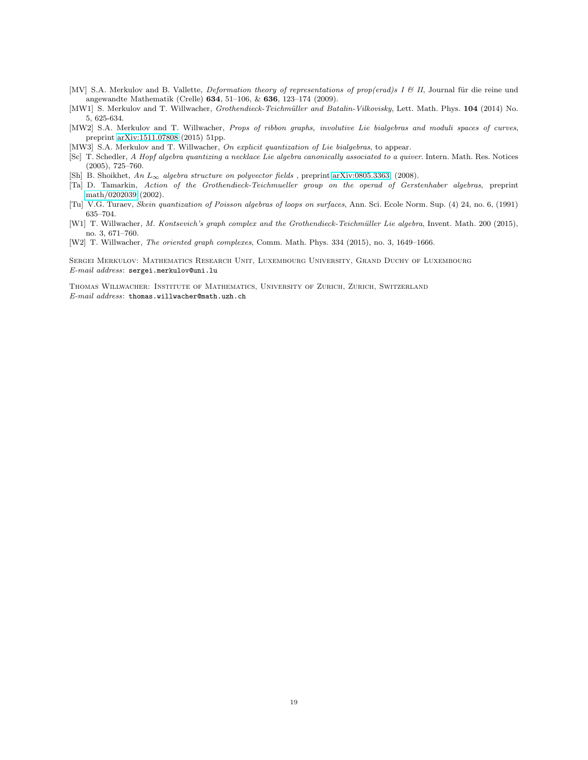[MV] S.A. Merkulov and B. Vallette, *Deformation theory of representations of prop(erad)s I & II*, Journal für die reine und angewandte Mathematik (Crelle) **634**, 51–106, & **636**, 123–174 (2009).

[MW1] S. Merkulov and T. Willwacher, *Grothendieck-Teichmüller and Batalin-Vilkovisky*, Lett. Math. Phys. **104** (2014) No. 5, 625-634.

[MW2] S.A. Merkulov and T. Willwacher, *Props of ribbon graphs, involutive Lie bialgebras and moduli spaces of curves*, preprint arXiv:1511.07808 (2015) 51pp.

[MW3] S.A. Merkulov and T. Willwacher, *On explicit quantization of Lie bialgebras*, to appear.

[Sc] T. Schedler, *A Hopf algebra quantizing a necklace Lie algebra canonically associated to a quiver*. Intern. Math. Res. Notices (2005), 725–760.

[Sh] B. Shoikhet, *An $L_\infty$ algebra structure on polyvector fields* , preprint arXiv:0805.3363 (2008).

[Ta] D. Tamarkin, *Action of the Grothendieck-Teichmueller group on the operad of Gerstenhaber algebras*, preprint math/0202039 (2002).

[Tu] V.G. Turaev, *Skein quantization of Poisson algebras of loops on surfaces*, Ann. Sci. Ecole Norm. Sup. (4) 24, no. 6, (1991) 635–704.

[W1] T. Willwacher, *M. Kontsevich's graph complex and the Grothendieck-Teichmüller Lie algebra*, Invent. Math. 200 (2015), no. 3, 671–760.

[W2] T. Willwacher, *The oriented graph complexes*, Comm. Math. Phys. 334 (2015), no. 3, 1649–1666.

Sergei Merkulov: Mathematics Research Unit, Luxembourg University, Grand Duchy of Luxembourg
*E-mail address*: sergei.merkulov@uni.lu

Thomas Willwacher: Institute of Mathematics, University of Zurich, Zurich, Switzerland
*E-mail address*: thomas.willwacher@math.uzh.ch